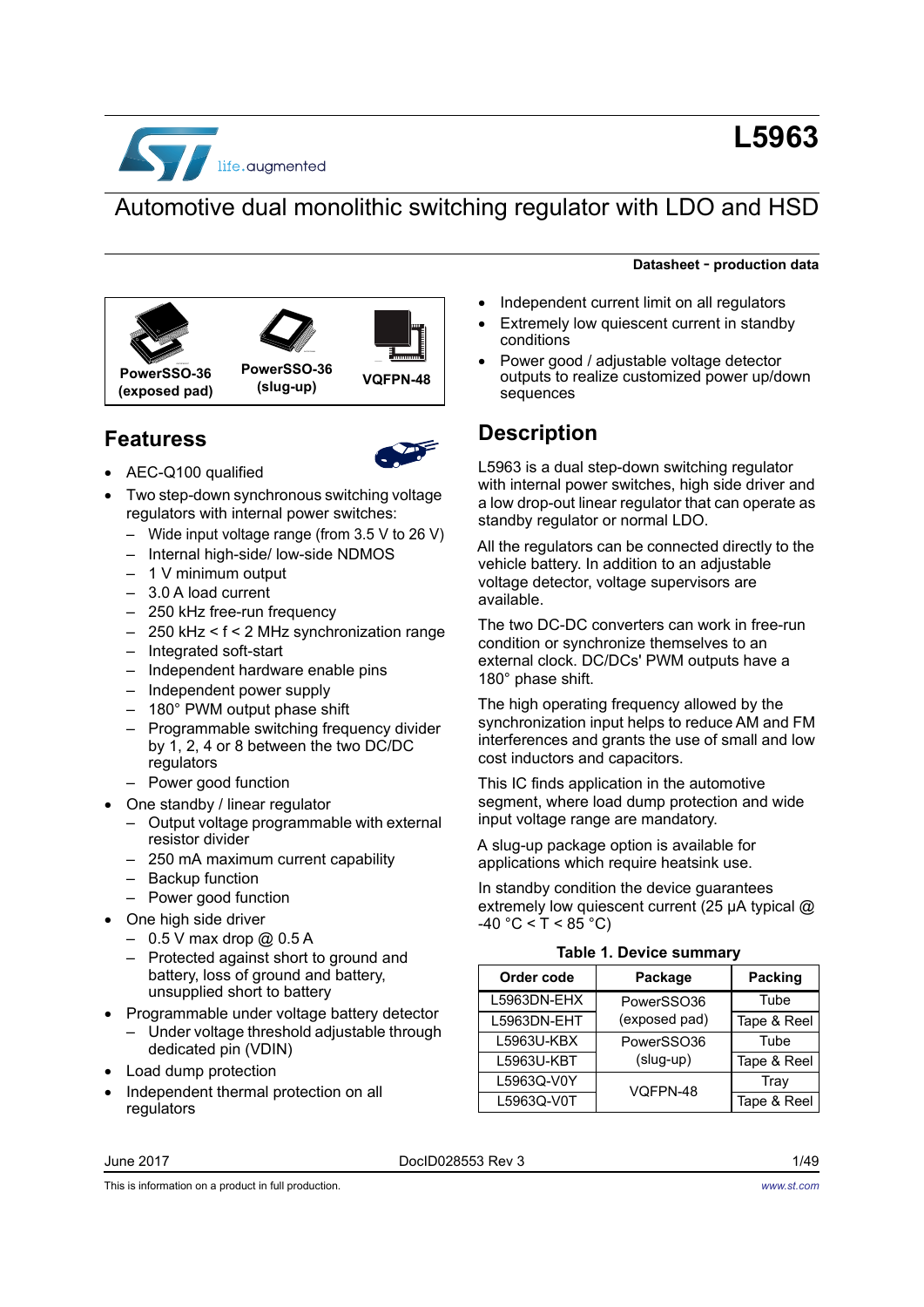# L5963

## Automotive dual monolithic switching regulator with LDO and HSD

**Datasheet - production data**

PowerSSO-36 (exposed pad) | PowerSSO-36 (slug-up) | VQFPN-48

## Features

- AEC-Q100 qualified
- Two step-down synchronous switching voltage regulators with internal power switches:
  - Wide input voltage range (from 3.5 V to 26 V)
  - Internal high-side/ low-side NDMOS
  - 1 V minimum output
  - 3.0 A load current
  - 250 kHz free-run frequency
  - 250 kHz < f < 2 MHz synchronization range
  - Integrated soft-start
  - Independent hardware enable pins
  - Independent power supply
  - 180° PWM output phase shift
  - Programmable switching frequency divider by 1, 2, 4 or 8 between the two DC/DC regulators
  - Power good function
- One standby / linear regulator
  - Output voltage programmable with external resistor divider
  - 250 mA maximum current capability
  - Backup function
  - Power good function
- One high side driver
  - 0.5 V max drop @ 0.5 A
  - Protected against short to ground and battery, loss of ground and battery, unsupplied short to battery
- Programmable under voltage battery detector
  - Under voltage threshold adjustable through dedicated pin (VDIN)
- Load dump protection
- Independent thermal protection on all regulators
- Independent current limit on all regulators
- Extremely low quiescent current in standby conditions
- Power good / adjustable voltage detector outputs to realize customized power up/down sequences

## Description

L5963 is a dual step-down switching regulator with internal power switches, high side driver and a low drop-out linear regulator that can operate as standby regulator or normal LDO.

All the regulators can be connected directly to the vehicle battery. In addition to an adjustable voltage detector, voltage supervisors are available.

The two DC-DC converters can work in free-run condition or synchronize themselves to an external clock. DC/DCs' PWM outputs have a 180° phase shift.

The high operating frequency allowed by the synchronization input helps to reduce AM and FM interferences and grants the use of small and low cost inductors and capacitors.

This IC finds application in the automotive segment, where load dump protection and wide input voltage range are mandatory.

A slug-up package option is available for applications which require heatsink use.

In standby condition the device guarantees extremely low quiescent current (25 µA typical @ -40 °C < T < 85 °C)

**Table 1. Device summary**

| Order code | Package | Packing |
|---|---|---|
| L5963DN-EHX | PowerSSO36 (exposed pad) | Tube |
| L5963DN-EHT | | Tape & Reel |
| L5963U-KBX | PowerSSO36 (slug-up) | Tube |
| L5963U-KBT | | Tape & Reel |
| L5963Q-V0Y | VQFPN-48 | Tray |
| L5963Q-V0T | | Tape & Reel |

June 2017 DocID028553 Rev 3

This is information on a product in full production.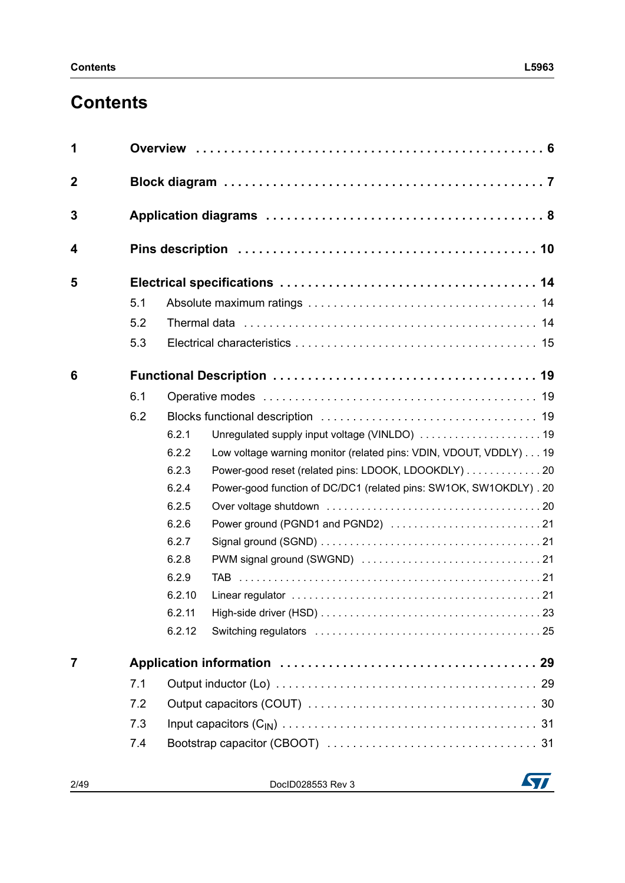# Contents

| | | |
|---|---|---|
| **1** | **Overview** | **6** |
| **2** | **Block diagram** | **7** |
| **3** | **Application diagrams** | **8** |
| **4** | **Pins description** | **10** |
| **5** | **Electrical specifications** | **14** |
| | 5.1 Absolute maximum ratings | 14 |
| | 5.2 Thermal data | 14 |
| | 5.3 Electrical characteristics | 15 |
| **6** | **Functional Description** | **19** |
| | 6.1 Operative modes | 19 |
| | 6.2 Blocks functional description | 19 |
| | 6.2.1 Unregulated supply input voltage (VINLDO) | 19 |
| | 6.2.2 Low voltage warning monitor (related pins: VDIN, VDOUT, VDDLY) | 19 |
| | 6.2.3 Power-good reset (related pins: LDOOK, LDOOKDLY) | 20 |
| | 6.2.4 Power-good function of DC/DC1 (related pins: SW1OK, SW1OKDLY) | 20 |
| | 6.2.5 Over voltage shutdown | 20 |
| | 6.2.6 Power ground (PGND1 and PGND2) | 21 |
| | 6.2.7 Signal ground (SGND) | 21 |
| | 6.2.8 PWM signal ground (SWGND) | 21 |
| | 6.2.9 TAB | 21 |
| | 6.2.10 Linear regulator | 21 |
| | 6.2.11 High-side driver (HSD) | 23 |
| | 6.2.12 Switching regulators | 25 |
| **7** | **Application information** | **29** |
| | 7.1 Output inductor (Lo) | 29 |
| | 7.2 Output capacitors (COUT) | 30 |
| | 7.3 Input capacitors ($C_{IN}$) | 31 |
| | 7.4 Bootstrap capacitor (CBOOT) | 31 |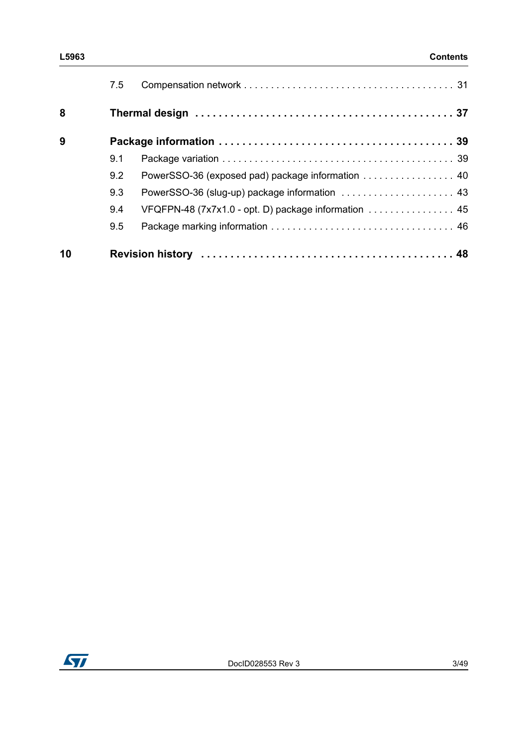7.5 Compensation network . . . . . . . . . . . . . . . . . . . . . . . . . . . . . . . . . . . . . . 31

**8 Thermal design . . . . . . . . . . . . . . . . . . . . . . . . . . . . . . . . . . . . . . . . . . . 37**

**9 Package information . . . . . . . . . . . . . . . . . . . . . . . . . . . . . . . . . . . . . . 39**

9.1 Package variation . . . . . . . . . . . . . . . . . . . . . . . . . . . . . . . . . . . . . . . . . 39

9.2 PowerSSO-36 (exposed pad) package information . . . . . . . . . . . . . . . . . 40

9.3 PowerSSO-36 (slug-up) package information . . . . . . . . . . . . . . . . . . . . . 43

9.4 VFQFPN-48 (7x7x1.0 - opt. D) package information . . . . . . . . . . . . . . . . 45

9.5 Package marking information . . . . . . . . . . . . . . . . . . . . . . . . . . . . . . . . . 46

**10 Revision history . . . . . . . . . . . . . . . . . . . . . . . . . . . . . . . . . . . . . . . . . 48**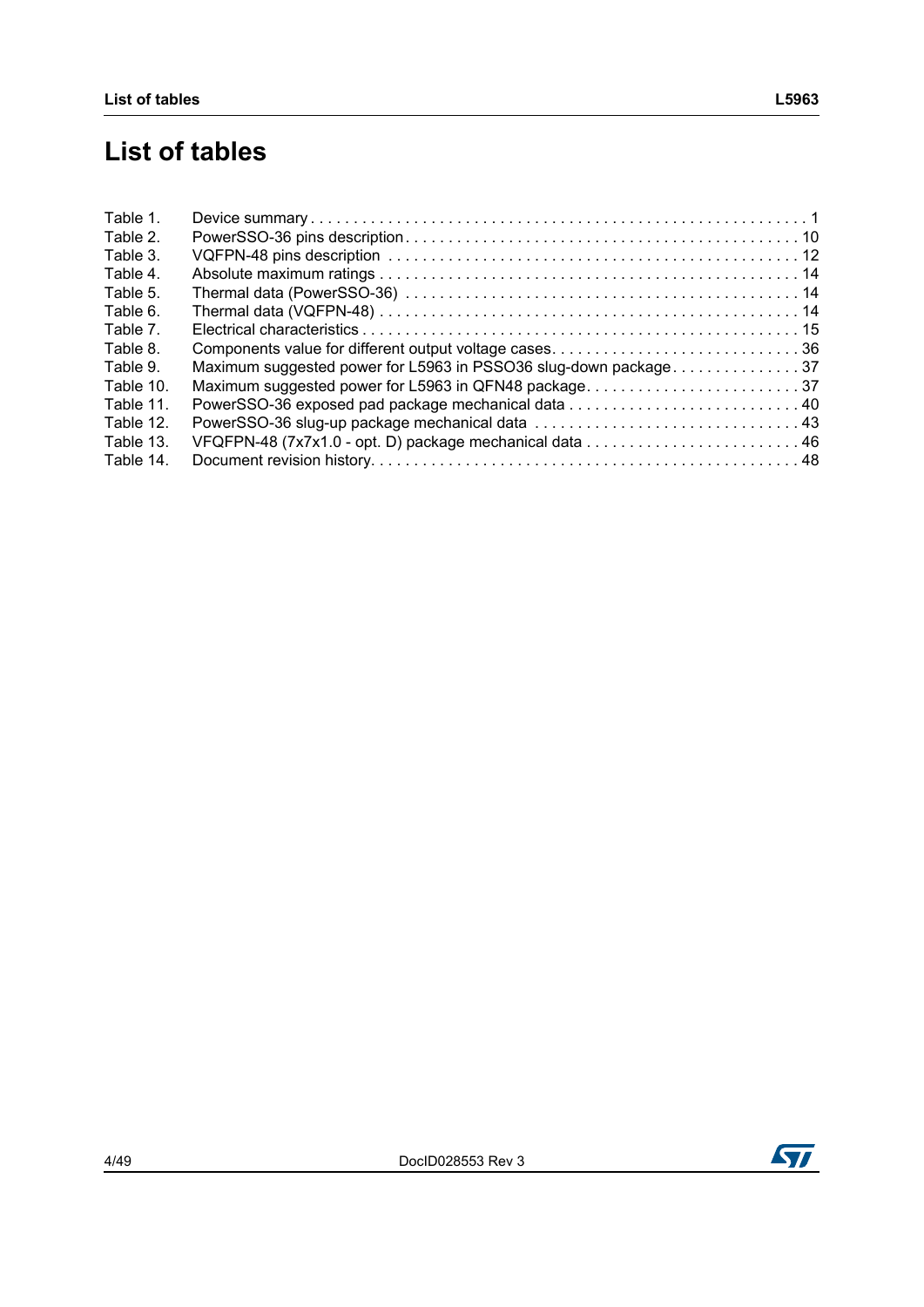# List of tables

Table 1. Device summary . . . . . . . . . . . . . . . . . . . . . . . . . . . . . . . . . . . . . . . . . . . . . . . . . . . . . . . . . . 1
Table 2. PowerSSO-36 pins description . . . . . . . . . . . . . . . . . . . . . . . . . . . . . . . . . . . . . . . . . . . . . . 10
Table 3. VQFPN-48 pins description . . . . . . . . . . . . . . . . . . . . . . . . . . . . . . . . . . . . . . . . . . . . . . . . 12
Table 4. Absolute maximum ratings . . . . . . . . . . . . . . . . . . . . . . . . . . . . . . . . . . . . . . . . . . . . . . . . . 14
Table 5. Thermal data (PowerSSO-36) . . . . . . . . . . . . . . . . . . . . . . . . . . . . . . . . . . . . . . . . . . . . . . . 14
Table 6. Thermal data (VQFPN-48) . . . . . . . . . . . . . . . . . . . . . . . . . . . . . . . . . . . . . . . . . . . . . . . . . . 14
Table 7. Electrical characteristics . . . . . . . . . . . . . . . . . . . . . . . . . . . . . . . . . . . . . . . . . . . . . . . . . . . 15
Table 8. Components value for different output voltage cases. . . . . . . . . . . . . . . . . . . . . . . . . . . . . 36
Table 9. Maximum suggested power for L5963 in PSSO36 slug-down package . . . . . . . . . . . . . . . 37
Table 10. Maximum suggested power for L5963 in QFN48 package. . . . . . . . . . . . . . . . . . . . . . . . . 37
Table 11. PowerSSO-36 exposed pad package mechanical data . . . . . . . . . . . . . . . . . . . . . . . . . . . 40
Table 12. PowerSSO-36 slug-up package mechanical data . . . . . . . . . . . . . . . . . . . . . . . . . . . . . . . 43
Table 13. VFQFPN-48 (7x7x1.0 - opt. D) package mechanical data . . . . . . . . . . . . . . . . . . . . . . . . . 46
Table 14. Document revision history. . . . . . . . . . . . . . . . . . . . . . . . . . . . . . . . . . . . . . . . . . . . . . . . . . 48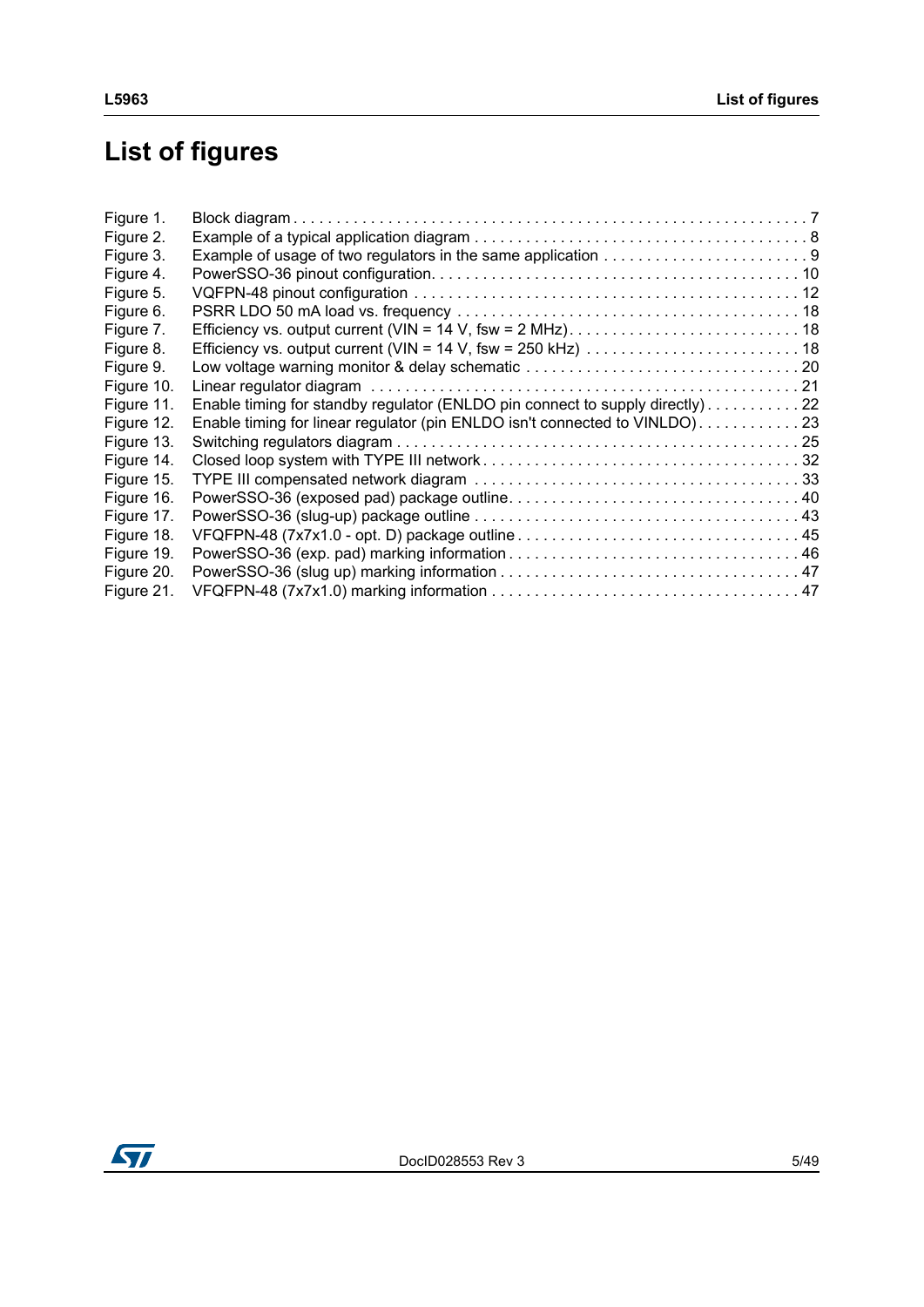# List of figures

Figure 1. Block diagram . . . . . . . . . . . . . . . . . . . . . . . . . . . . . . . . . . . . . . . . . . . . . . . . . . . . . . . . . . . 7
Figure 2. Example of a typical application diagram . . . . . . . . . . . . . . . . . . . . . . . . . . . . . . . . . . . . . . 8
Figure 3. Example of usage of two regulators in the same application . . . . . . . . . . . . . . . . . . . . . . . . 9
Figure 4. PowerSSO-36 pinout configuration. . . . . . . . . . . . . . . . . . . . . . . . . . . . . . . . . . . . . . . . . . 10
Figure 5. VQFPN-48 pinout configuration . . . . . . . . . . . . . . . . . . . . . . . . . . . . . . . . . . . . . . . . . . . 12
Figure 6. PSRR LDO 50 mA load vs. frequency . . . . . . . . . . . . . . . . . . . . . . . . . . . . . . . . . . . . . . . 18
Figure 7. Efficiency vs. output current (VIN = 14 V, fsw = 2 MHz). . . . . . . . . . . . . . . . . . . . . . . . . . . 18
Figure 8. Efficiency vs. output current (VIN = 14 V, fsw = 250 kHz) . . . . . . . . . . . . . . . . . . . . . . . . . 18
Figure 9. Low voltage warning monitor & delay schematic . . . . . . . . . . . . . . . . . . . . . . . . . . . . . . . . 20
Figure 10. Linear regulator diagram . . . . . . . . . . . . . . . . . . . . . . . . . . . . . . . . . . . . . . . . . . . . . . . . . 21
Figure 11. Enable timing for standby regulator (ENLDO pin connect to supply directly) . . . . . . . . . . . 22
Figure 12. Enable timing for linear regulator (pin ENLDO isn't connected to VINLDO) . . . . . . . . . . . . 23
Figure 13. Switching regulators diagram . . . . . . . . . . . . . . . . . . . . . . . . . . . . . . . . . . . . . . . . . . . . . . 25
Figure 14. Closed loop system with TYPE III network . . . . . . . . . . . . . . . . . . . . . . . . . . . . . . . . . . . . 32
Figure 15. TYPE III compensated network diagram . . . . . . . . . . . . . . . . . . . . . . . . . . . . . . . . . . . . . 33
Figure 16. PowerSSO-36 (exposed pad) package outline. . . . . . . . . . . . . . . . . . . . . . . . . . . . . . . . . . 40
Figure 17. PowerSSO-36 (slug-up) package outline . . . . . . . . . . . . . . . . . . . . . . . . . . . . . . . . . . . . . 43
Figure 18. VFQFPN-48 (7x7x1.0 - opt. D) package outline . . . . . . . . . . . . . . . . . . . . . . . . . . . . . . . . 45
Figure 19. PowerSSO-36 (exp. pad) marking information . . . . . . . . . . . . . . . . . . . . . . . . . . . . . . . . . 46
Figure 20. PowerSSO-36 (slug up) marking information . . . . . . . . . . . . . . . . . . . . . . . . . . . . . . . . . . 47
Figure 21. VFQFPN-48 (7x7x1.0) marking information . . . . . . . . . . . . . . . . . . . . . . . . . . . . . . . . . . . 47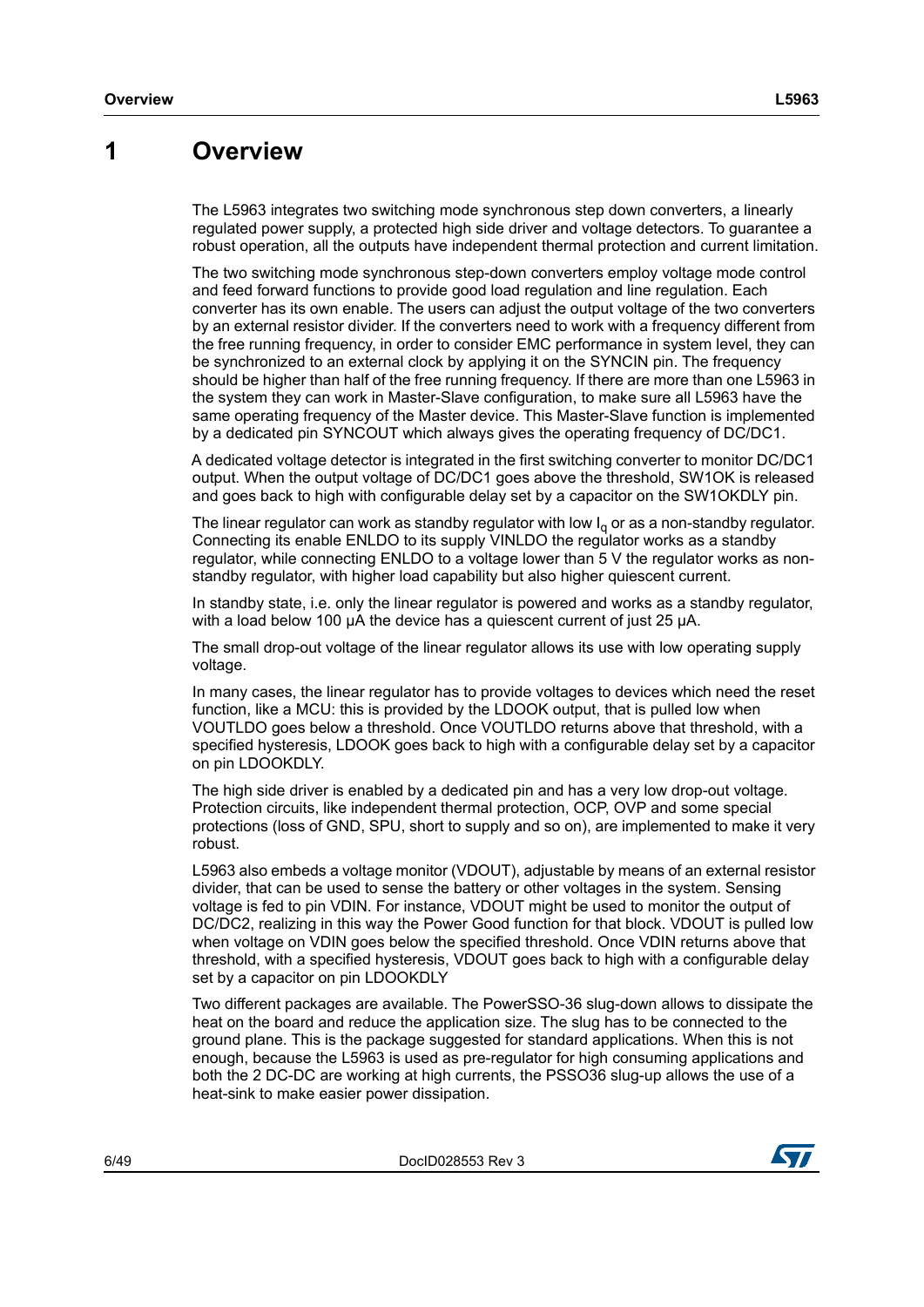# 1 Overview

The L5963 integrates two switching mode synchronous step down converters, a linearly regulated power supply, a protected high side driver and voltage detectors. To guarantee a robust operation, all the outputs have independent thermal protection and current limitation.

The two switching mode synchronous step-down converters employ voltage mode control and feed forward functions to provide good load regulation and line regulation. Each converter has its own enable. The users can adjust the output voltage of the two converters by an external resistor divider. If the converters need to work with a frequency different from the free running frequency, in order to consider EMC performance in system level, they can be synchronized to an external clock by applying it on the SYNCIN pin. The frequency should be higher than half of the free running frequency. If there are more than one L5963 in the system they can work in Master-Slave configuration, to make sure all L5963 have the same operating frequency of the Master device. This Master-Slave function is implemented by a dedicated pin SYNCOUT which always gives the operating frequency of DC/DC1.

A dedicated voltage detector is integrated in the first switching converter to monitor DC/DC1 output. When the output voltage of DC/DC1 goes above the threshold, SW1OK is released and goes back to high with configurable delay set by a capacitor on the SW1OKDLY pin.

The linear regulator can work as standby regulator with low $I_q$ or as a non-standby regulator. Connecting its enable ENLDO to its supply VINLDO the regulator works as a standby regulator, while connecting ENLDO to a voltage lower than 5 V the regulator works as non-standby regulator, with higher load capability but also higher quiescent current.

In standby state, i.e. only the linear regulator is powered and works as a standby regulator, with a load below 100 µA the device has a quiescent current of just 25 µA.

The small drop-out voltage of the linear regulator allows its use with low operating supply voltage.

In many cases, the linear regulator has to provide voltages to devices which need the reset function, like a MCU: this is provided by the LDOOK output, that is pulled low when VOUTLDO goes below a threshold. Once VOUTLDO returns above that threshold, with a specified hysteresis, LDOOK goes back to high with a configurable delay set by a capacitor on pin LDOOKDLY.

The high side driver is enabled by a dedicated pin and has a very low drop-out voltage. Protection circuits, like independent thermal protection, OCP, OVP and some special protections (loss of GND, SPU, short to supply and so on), are implemented to make it very robust.

L5963 also embeds a voltage monitor (VDOUT), adjustable by means of an external resistor divider, that can be used to sense the battery or other voltages in the system. Sensing voltage is fed to pin VDIN. For instance, VDOUT might be used to monitor the output of DC/DC2, realizing in this way the Power Good function for that block. VDOUT is pulled low when voltage on VDIN goes below the specified threshold. Once VDIN returns above that threshold, with a specified hysteresis, VDOUT goes back to high with a configurable delay set by a capacitor on pin LDOOKDLY

Two different packages are available. The PowerSSO-36 slug-down allows to dissipate the heat on the board and reduce the application size. The slug has to be connected to the ground plane. This is the package suggested for standard applications. When this is not enough, because the L5963 is used as pre-regulator for high consuming applications and both the 2 DC-DC are working at high currents, the PSSO36 slug-up allows the use of a heat-sink to make easier power dissipation.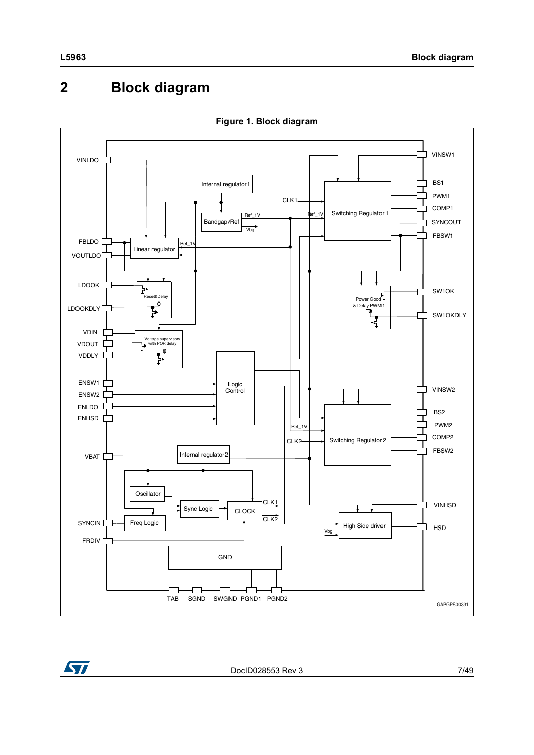# 2 Block diagram

**Figure 1. Block diagram**

VINLDO, FBLDO, VOUTLDO, LDOOK, LDOOKDLY, VDIN, VDOUT, VDDLY, ENSW1, ENSW2, ENLDO, ENHSD, VBAT, SYNCIN, FRDIV

Internal regulator1, Bandgap/Ref, Ref_1V, Vbg, Linear regulator, Reset&Delay, Voltage supervisory with POR delay, Logic Control, Internal regulator2, Oscillator, Sync Logic, Freq Logic, CLOCK, CLK1, CLK2, GND

Switching Regulator 1, Power Good & Delay PWM 1, Switching Regulator 2, High Side driver

VINSW1, BS1, PWM1, COMP1, SYNCOUT, FBSW1, SW1OK, SW1OKDLY, VINSW2, BS2, PWM2, COMP2, FBSW2, VINHSD, HSD

TAB, SGND, SWGND, PGND1, PGND2

GAPGPS00331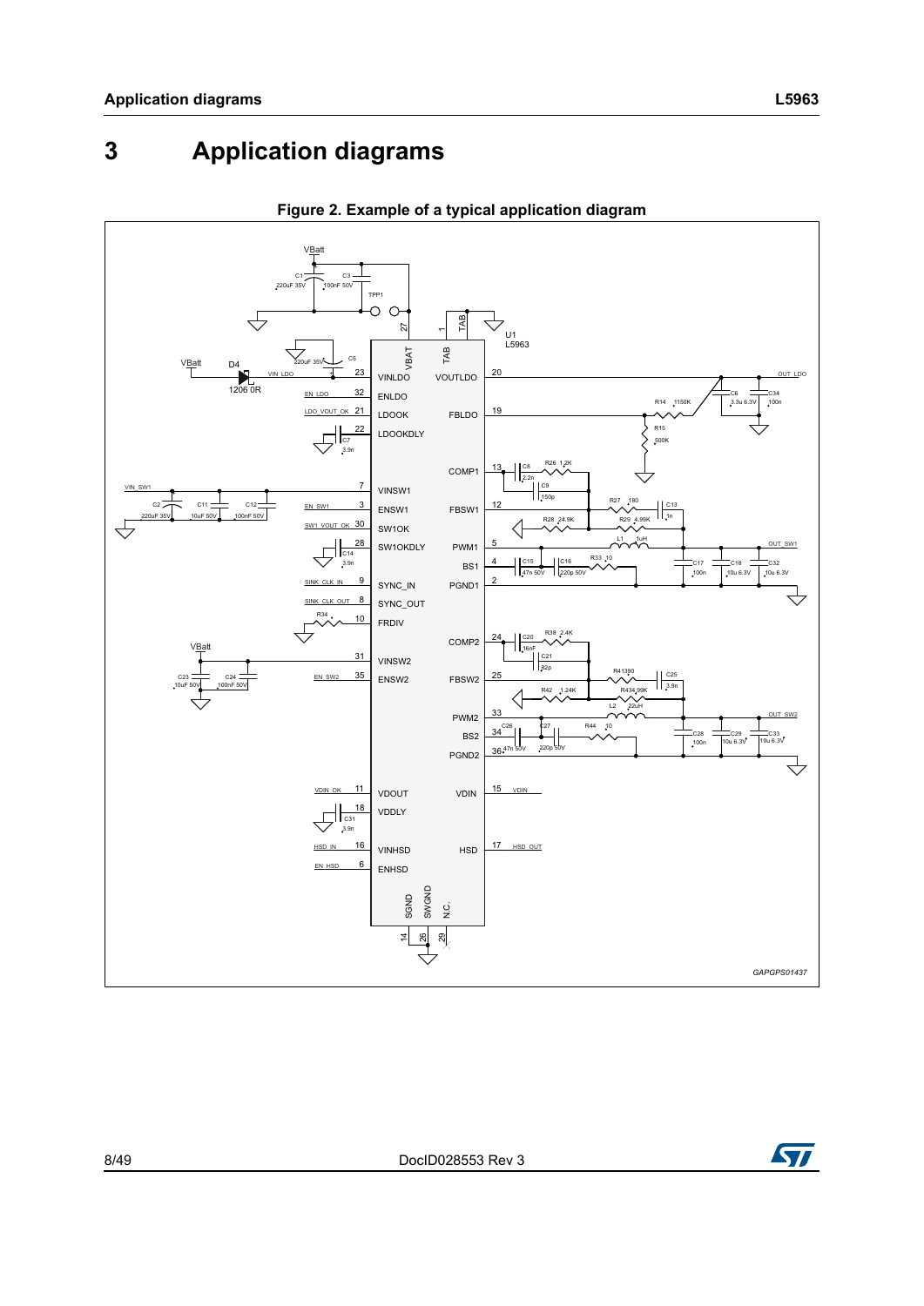# 3 Application diagrams

**Figure 2. Example of a typical application diagram**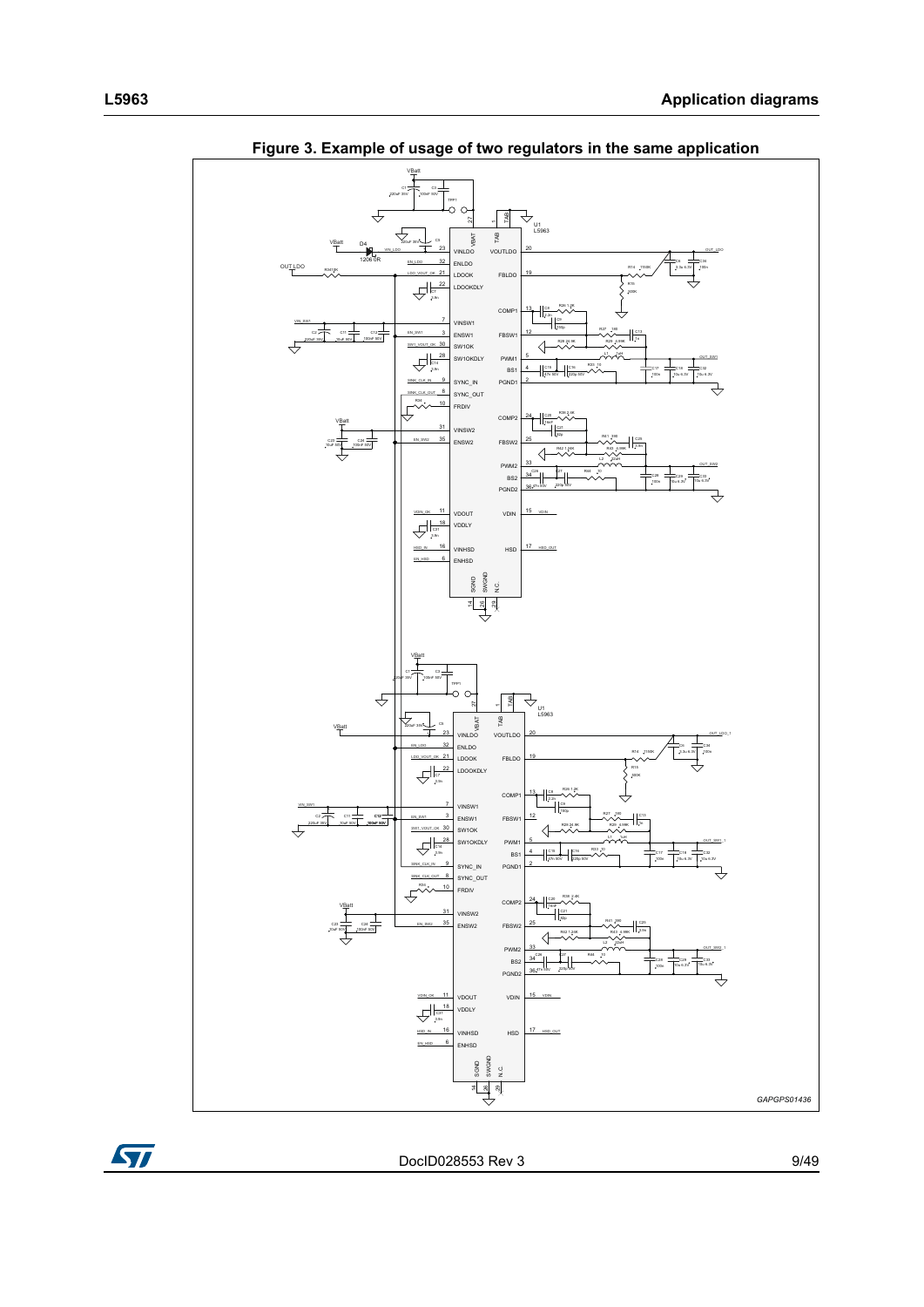**Figure 3. Example of usage of two regulators in the same application**

GAPGPS01436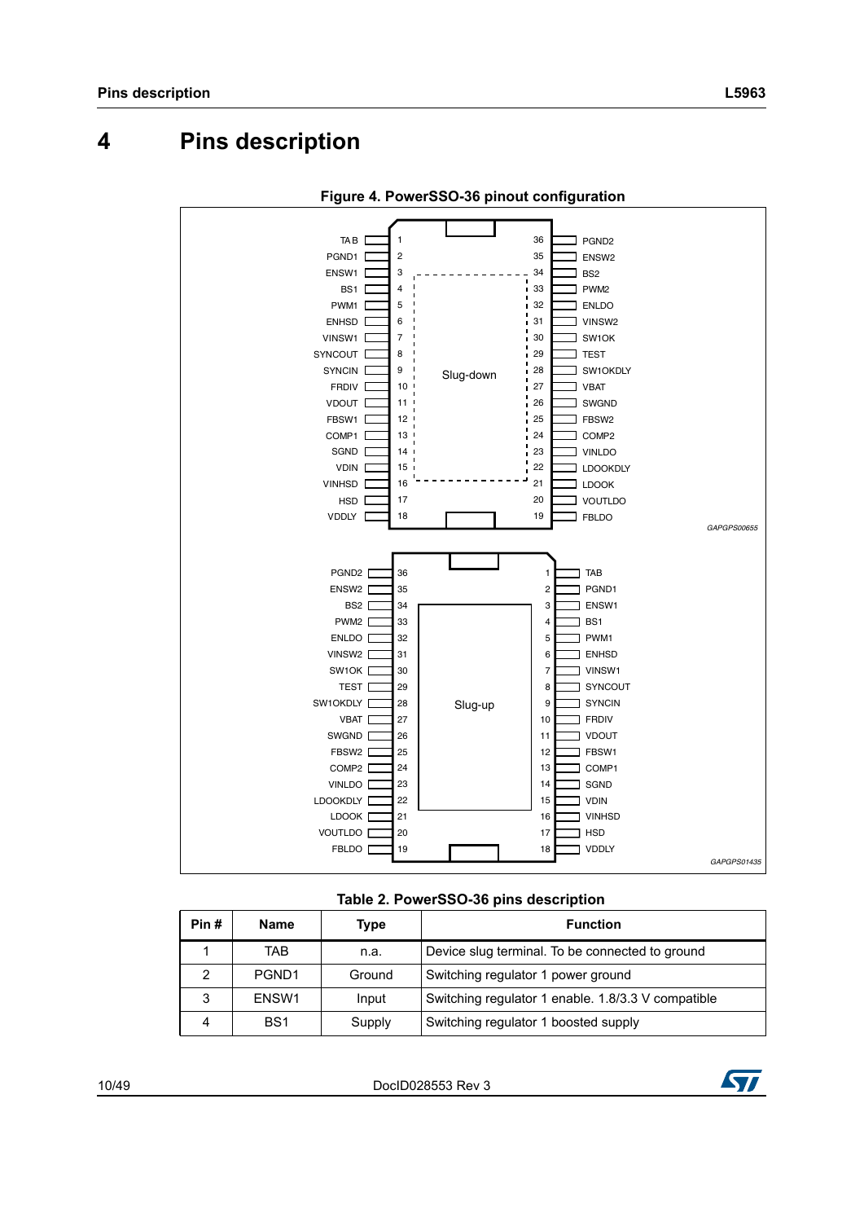# 4 Pins description

**Figure 4. PowerSSO-36 pinout configuration**

**Table 2. PowerSSO-36 pins description**

| Pin # | Name | Type | Function |
|---|---|---|---|
| 1 | TAB | n.a. | Device slug terminal. To be connected to ground |
| 2 | PGND1 | Ground | Switching regulator 1 power ground |
| 3 | ENSW1 | Input | Switching regulator 1 enable. 1.8/3.3 V compatible |
| 4 | BS1 | Supply | Switching regulator 1 boosted supply |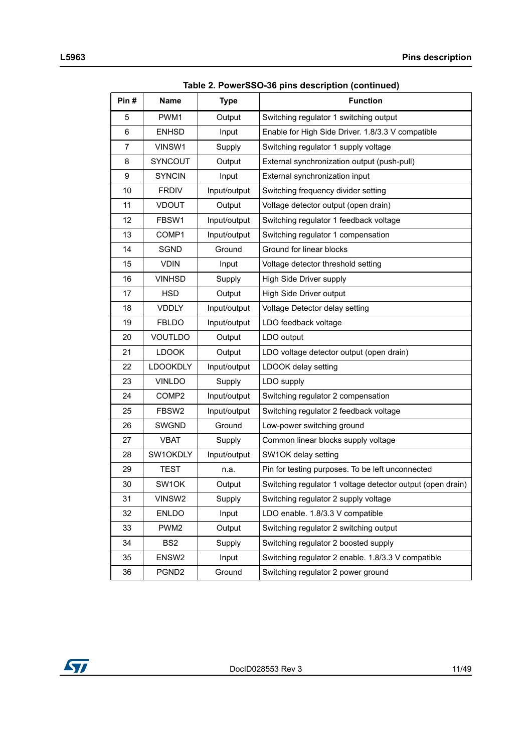**Table 2. PowerSSO-36 pins description (continued)**

| Pin # | Name | Type | Function |
|---|---|---|---|
| 5 | PWM1 | Output | Switching regulator 1 switching output |
| 6 | ENHSD | Input | Enable for High Side Driver. 1.8/3.3 V compatible |
| 7 | VINSW1 | Supply | Switching regulator 1 supply voltage |
| 8 | SYNCOUT | Output | External synchronization output (push-pull) |
| 9 | SYNCIN | Input | External synchronization input |
| 10 | FRDIV | Input/output | Switching frequency divider setting |
| 11 | VDOUT | Output | Voltage detector output (open drain) |
| 12 | FBSW1 | Input/output | Switching regulator 1 feedback voltage |
| 13 | COMP1 | Input/output | Switching regulator 1 compensation |
| 14 | SGND | Ground | Ground for linear blocks |
| 15 | VDIN | Input | Voltage detector threshold setting |
| 16 | VINHSD | Supply | High Side Driver supply |
| 17 | HSD | Output | High Side Driver output |
| 18 | VDDLY | Input/output | Voltage Detector delay setting |
| 19 | FBLDO | Input/output | LDO feedback voltage |
| 20 | VOUTLDO | Output | LDO output |
| 21 | LDOOK | Output | LDO voltage detector output (open drain) |
| 22 | LDOOKDLY | Input/output | LDOOK delay setting |
| 23 | VINLDO | Supply | LDO supply |
| 24 | COMP2 | Input/output | Switching regulator 2 compensation |
| 25 | FBSW2 | Input/output | Switching regulator 2 feedback voltage |
| 26 | SWGND | Ground | Low-power switching ground |
| 27 | VBAT | Supply | Common linear blocks supply voltage |
| 28 | SW1OKDLY | Input/output | SW1OK delay setting |
| 29 | TEST | n.a. | Pin for testing purposes. To be left unconnected |
| 30 | SW1OK | Output | Switching regulator 1 voltage detector output (open drain) |
| 31 | VINSW2 | Supply | Switching regulator 2 supply voltage |
| 32 | ENLDO | Input | LDO enable. 1.8/3.3 V compatible |
| 33 | PWM2 | Output | Switching regulator 2 switching output |
| 34 | BS2 | Supply | Switching regulator 2 boosted supply |
| 35 | ENSW2 | Input | Switching regulator 2 enable. 1.8/3.3 V compatible |
| 36 | PGND2 | Ground | Switching regulator 2 power ground |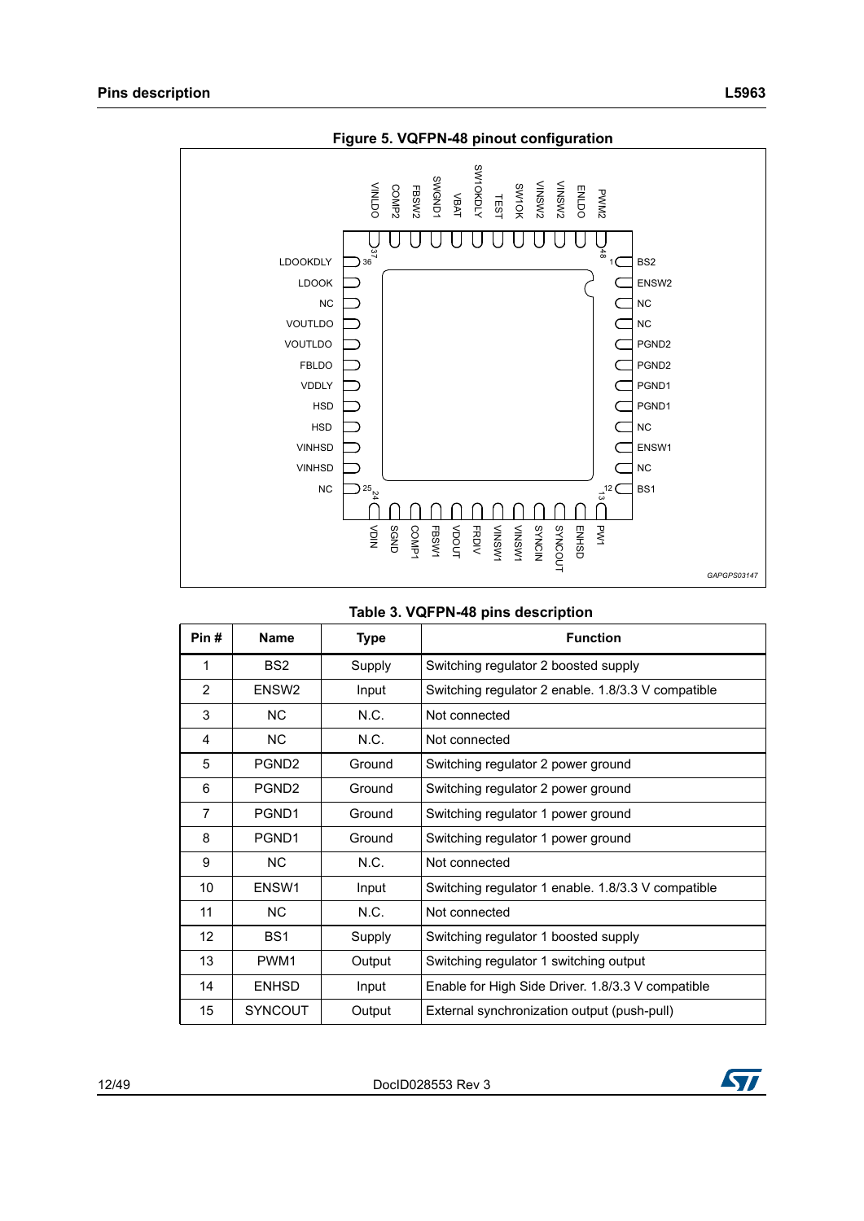Figure 5. VQFPN-48 pinout configuration

Table 3. VQFPN-48 pins description

| Pin # | Name | Type | Function |
|---|---|---|---|
| 1 | BS2 | Supply | Switching regulator 2 boosted supply |
| 2 | ENSW2 | Input | Switching regulator 2 enable. 1.8/3.3 V compatible |
| 3 | NC | N.C. | Not connected |
| 4 | NC | N.C. | Not connected |
| 5 | PGND2 | Ground | Switching regulator 2 power ground |
| 6 | PGND2 | Ground | Switching regulator 2 power ground |
| 7 | PGND1 | Ground | Switching regulator 1 power ground |
| 8 | PGND1 | Ground | Switching regulator 1 power ground |
| 9 | NC | N.C. | Not connected |
| 10 | ENSW1 | Input | Switching regulator 1 enable. 1.8/3.3 V compatible |
| 11 | NC | N.C. | Not connected |
| 12 | BS1 | Supply | Switching regulator 1 boosted supply |
| 13 | PWM1 | Output | Switching regulator 1 switching output |
| 14 | ENHSD | Input | Enable for High Side Driver. 1.8/3.3 V compatible |
| 15 | SYNCOUT | Output | External synchronization output (push-pull) |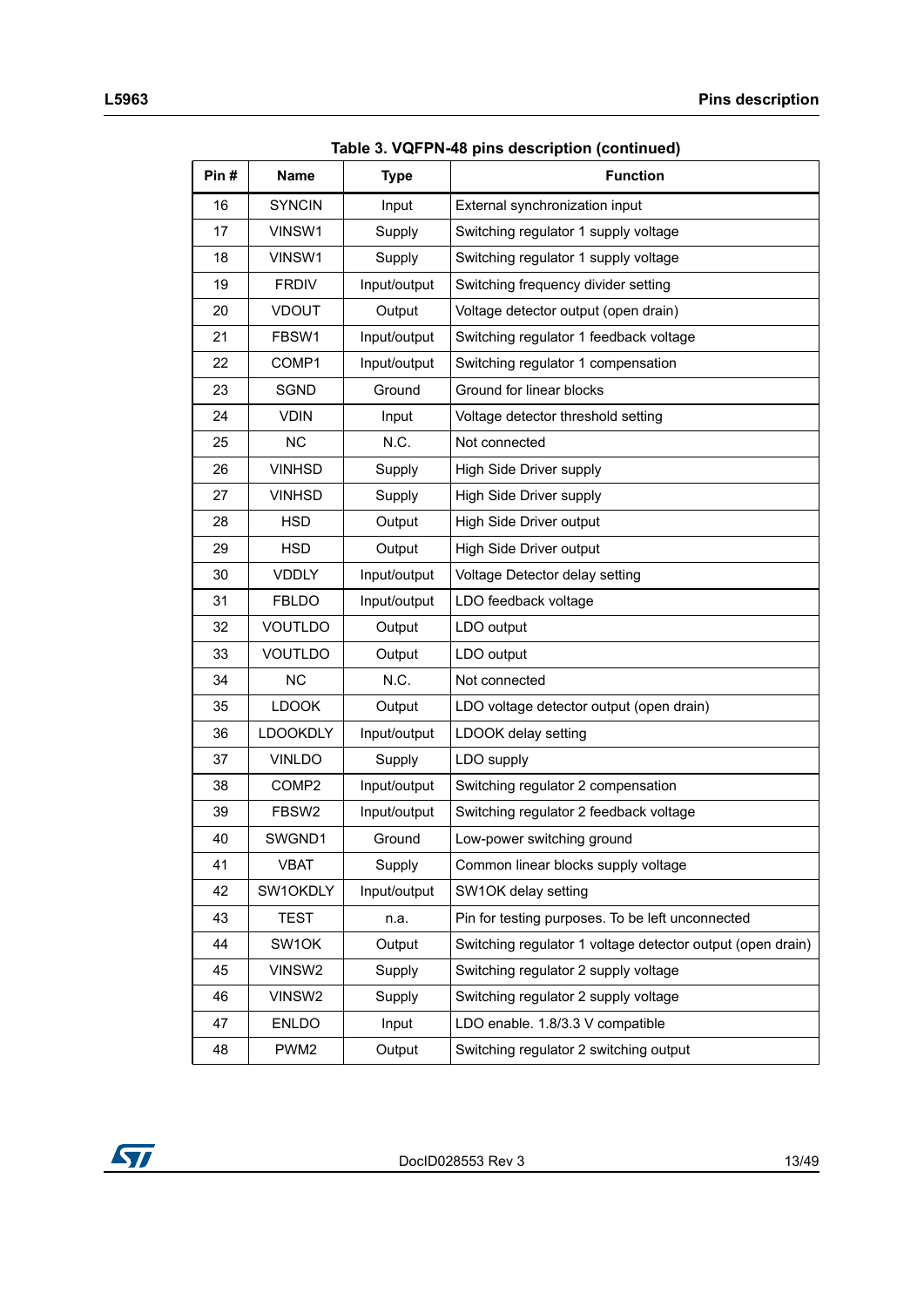Table 3. VQFPN-48 pins description (continued)

| Pin # | Name | Type | Function |
|---|---|---|---|
| 16 | SYNCIN | Input | External synchronization input |
| 17 | VINSW1 | Supply | Switching regulator 1 supply voltage |
| 18 | VINSW1 | Supply | Switching regulator 1 supply voltage |
| 19 | FRDIV | Input/output | Switching frequency divider setting |
| 20 | VDOUT | Output | Voltage detector output (open drain) |
| 21 | FBSW1 | Input/output | Switching regulator 1 feedback voltage |
| 22 | COMP1 | Input/output | Switching regulator 1 compensation |
| 23 | SGND | Ground | Ground for linear blocks |
| 24 | VDIN | Input | Voltage detector threshold setting |
| 25 | NC | N.C. | Not connected |
| 26 | VINHSD | Supply | High Side Driver supply |
| 27 | VINHSD | Supply | High Side Driver supply |
| 28 | HSD | Output | High Side Driver output |
| 29 | HSD | Output | High Side Driver output |
| 30 | VDDLY | Input/output | Voltage Detector delay setting |
| 31 | FBLDO | Input/output | LDO feedback voltage |
| 32 | VOUTLDO | Output | LDO output |
| 33 | VOUTLDO | Output | LDO output |
| 34 | NC | N.C. | Not connected |
| 35 | LDOOK | Output | LDO voltage detector output (open drain) |
| 36 | LDOOKDLY | Input/output | LDOOK delay setting |
| 37 | VINLDO | Supply | LDO supply |
| 38 | COMP2 | Input/output | Switching regulator 2 compensation |
| 39 | FBSW2 | Input/output | Switching regulator 2 feedback voltage |
| 40 | SWGND1 | Ground | Low-power switching ground |
| 41 | VBAT | Supply | Common linear blocks supply voltage |
| 42 | SW1OKDLY | Input/output | SW1OK delay setting |
| 43 | TEST | n.a. | Pin for testing purposes. To be left unconnected |
| 44 | SW1OK | Output | Switching regulator 1 voltage detector output (open drain) |
| 45 | VINSW2 | Supply | Switching regulator 2 supply voltage |
| 46 | VINSW2 | Supply | Switching regulator 2 supply voltage |
| 47 | ENLDO | Input | LDO enable. 1.8/3.3 V compatible |
| 48 | PWM2 | Output | Switching regulator 2 switching output |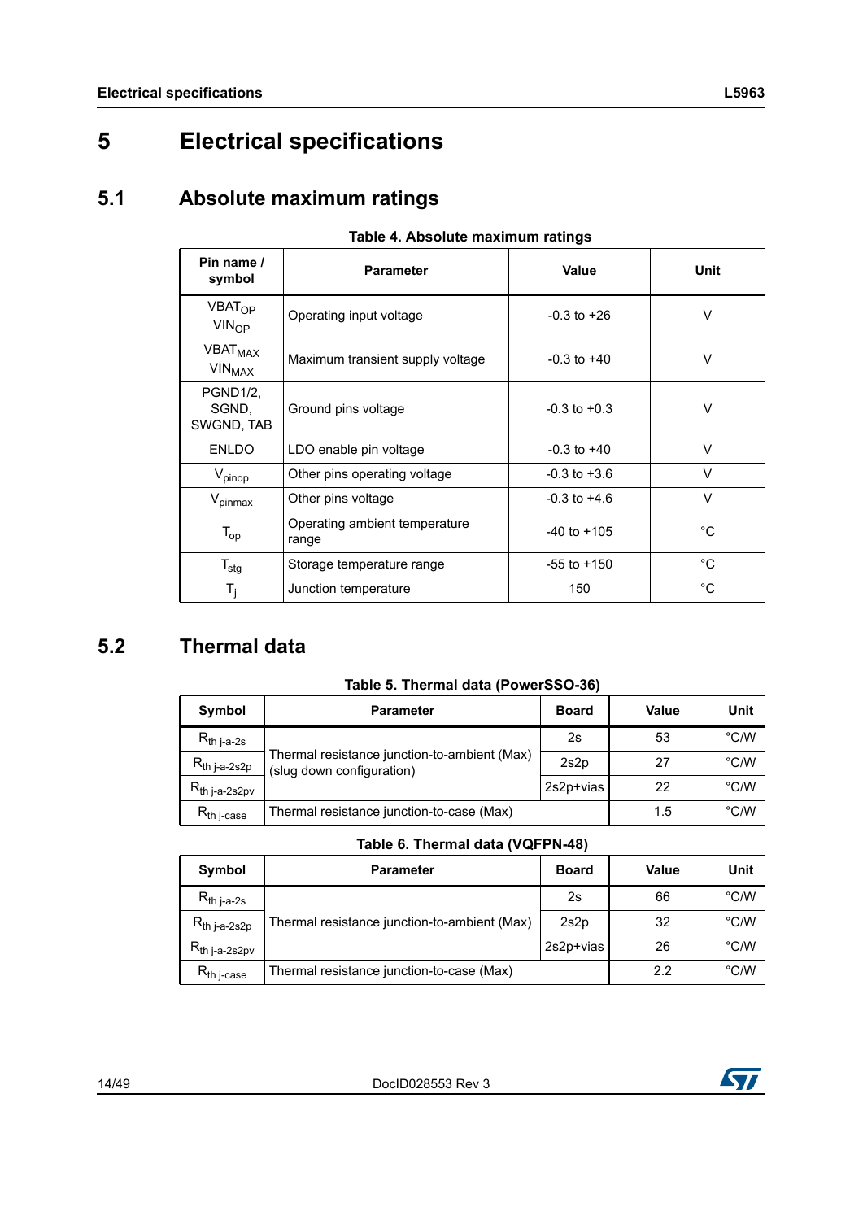# 5 Electrical specifications

## 5.1 Absolute maximum ratings

**Table 4. Absolute maximum ratings**

| Pin name / symbol | Parameter | Value | Unit |
|---|---|---|---|
| $VBAT_{OP}$ $VIN_{OP}$ | Operating input voltage | -0.3 to +26 | V |
| $VBAT_{MAX}$ $VIN_{MAX}$ | Maximum transient supply voltage | -0.3 to +40 | V |
| PGND1/2, SGND, SWGND, TAB | Ground pins voltage | -0.3 to +0.3 | V |
| ENLDO | LDO enable pin voltage | -0.3 to +40 | V |
| $V_{pinop}$ | Other pins operating voltage | -0.3 to +3.6 | V |
| $V_{pinmax}$ | Other pins voltage | -0.3 to +4.6 | V |
| $T_{op}$ | Operating ambient temperature range | -40 to +105 | °C |
| $T_{stg}$ | Storage temperature range | -55 to +150 | °C |
| $T_j$ | Junction temperature | 150 | °C |

## 5.2 Thermal data

**Table 5. Thermal data (PowerSSO-36)**

| Symbol | Parameter | Board | Value | Unit |
|---|---|---|---|---|
| $R_{th\ j\text{-}a\text{-}2s}$ | Thermal resistance junction-to-ambient (Max) (slug down configuration) | 2s | 53 | °C/W |
| $R_{th\ j\text{-}a\text{-}2s2p}$ | | 2s2p | 27 | °C/W |
| $R_{th\ j\text{-}a\text{-}2s2pv}$ | | 2s2p+vias | 22 | °C/W |
| $R_{th\ j\text{-}case}$ | Thermal resistance junction-to-case (Max) | | 1.5 | °C/W |

**Table 6. Thermal data (VQFPN-48)**

| Symbol | Parameter | Board | Value | Unit |
|---|---|---|---|---|
| $R_{th\ j\text{-}a\text{-}2s}$ | Thermal resistance junction-to-ambient (Max) | 2s | 66 | °C/W |
| $R_{th\ j\text{-}a\text{-}2s2p}$ | | 2s2p | 32 | °C/W |
| $R_{th\ j\text{-}a\text{-}2s2pv}$ | | 2s2p+vias | 26 | °C/W |
| $R_{th\ j\text{-}case}$ | Thermal resistance junction-to-case (Max) | | 2.2 | °C/W |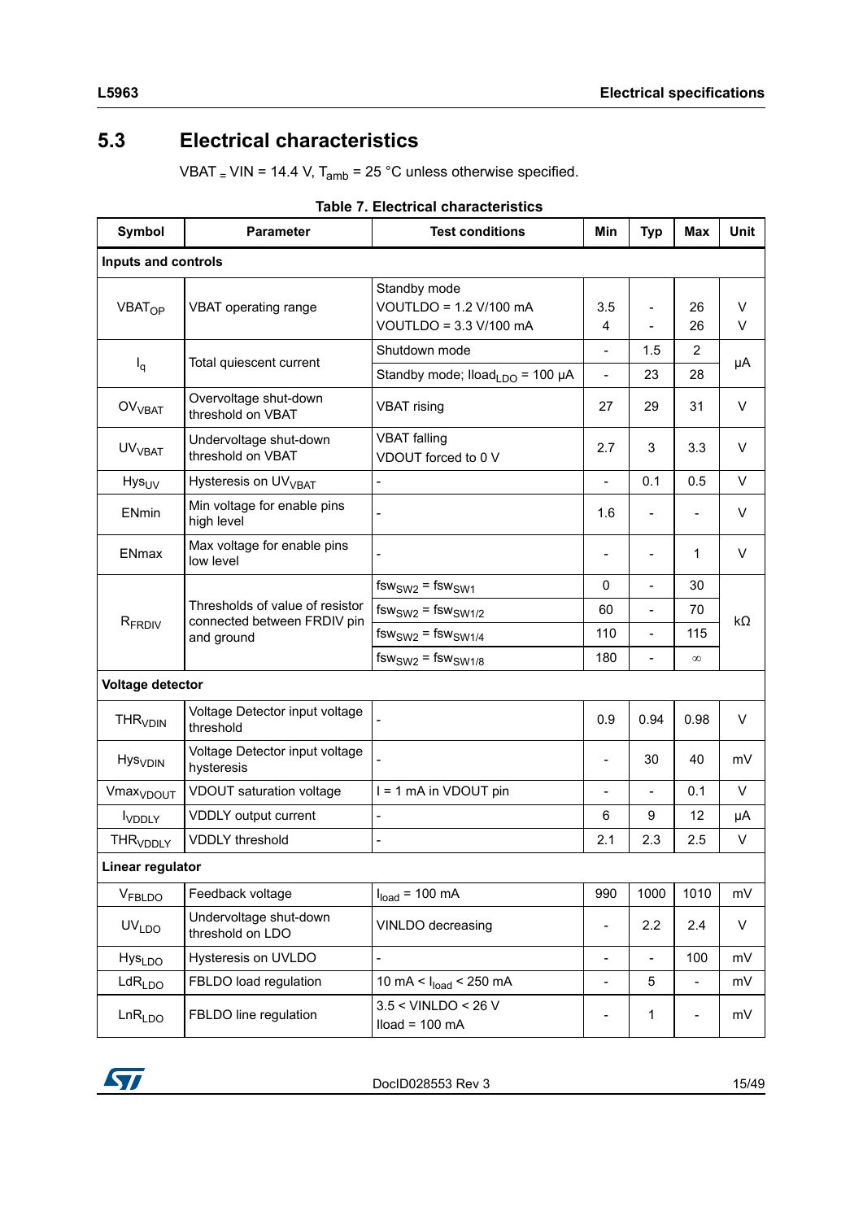## 5.3 Electrical characteristics

VBAT = VIN = 14.4 V, $T_{amb}$ = 25 °C unless otherwise specified.

**Table 7. Electrical characteristics**

| Symbol | Parameter | Test conditions | Min | Typ | Max | Unit |
|---|---|---|---|---|---|---|
| **Inputs and controls** | | | | | | |
| $VBAT_{OP}$ | VBAT operating range | Standby mode<br>VOUTLDO = 1.2 V/100 mA<br>VOUTLDO = 3.3 V/100 mA | 3.5<br>4 | -<br>- | 26<br>26 | V<br>V |
| $I_q$ | Total quiescent current | Shutdown mode | - | 1.5 | 2 | µA |
| | | Standby mode; $Iload_{LDO}$ = 100 µA | - | 23 | 28 | |
| $OV_{VBAT}$ | Overvoltage shut-down threshold on VBAT | VBAT rising | 27 | 29 | 31 | V |
| $UV_{VBAT}$ | Undervoltage shut-down threshold on VBAT | VBAT falling<br>VDOUT forced to 0 V | 2.7 | 3 | 3.3 | V |
| $Hys_{UV}$ | Hysteresis on $UV_{VBAT}$ | - | - | 0.1 | 0.5 | V |
| ENmin | Min voltage for enable pins high level | - | 1.6 | - | - | V |
| ENmax | Max voltage for enable pins low level | - | - | - | 1 | V |
| $R_{FRDIV}$ | Thresholds of value of resistor connected between FRDIV pin and ground | $fsw_{SW2} = fsw_{SW1}$ | 0 | - | 30 | kΩ |
| | | $fsw_{SW2} = fsw_{SW1/2}$ | 60 | - | 70 | |
| | | $fsw_{SW2} = fsw_{SW1/4}$ | 110 | - | 115 | |
| | | $fsw_{SW2} = fsw_{SW1/8}$ | 180 | - | ∞ | |
| **Voltage detector** | | | | | | |
| $THR_{VDIN}$ | Voltage Detector input voltage threshold | - | 0.9 | 0.94 | 0.98 | V |
| $Hys_{VDIN}$ | Voltage Detector input voltage hysteresis | - | - | 30 | 40 | mV |
| $Vmax_{VDOUT}$ | VDOUT saturation voltage | I = 1 mA in VDOUT pin | - | - | 0.1 | V |
| $I_{VDDLY}$ | VDDLY output current | - | 6 | 9 | 12 | µA |
| $THR_{VDDLY}$ | VDDLY threshold | - | 2.1 | 2.3 | 2.5 | V |
| **Linear regulator** | | | | | | |
| $V_{FBLDO}$ | Feedback voltage | $I_{load}$ = 100 mA | 990 | 1000 | 1010 | mV |
| $UV_{LDO}$ | Undervoltage shut-down threshold on LDO | VINLDO decreasing | - | 2.2 | 2.4 | V |
| $Hys_{LDO}$ | Hysteresis on UVLDO | - | - | - | 100 | mV |
| $LdR_{LDO}$ | FBLDO load regulation | 10 mA < $I_{load}$ < 250 mA | - | 5 | - | mV |
| $LnR_{LDO}$ | FBLDO line regulation | 3.5 < VINLDO < 26 V<br>Iload = 100 mA | - | 1 | - | mV |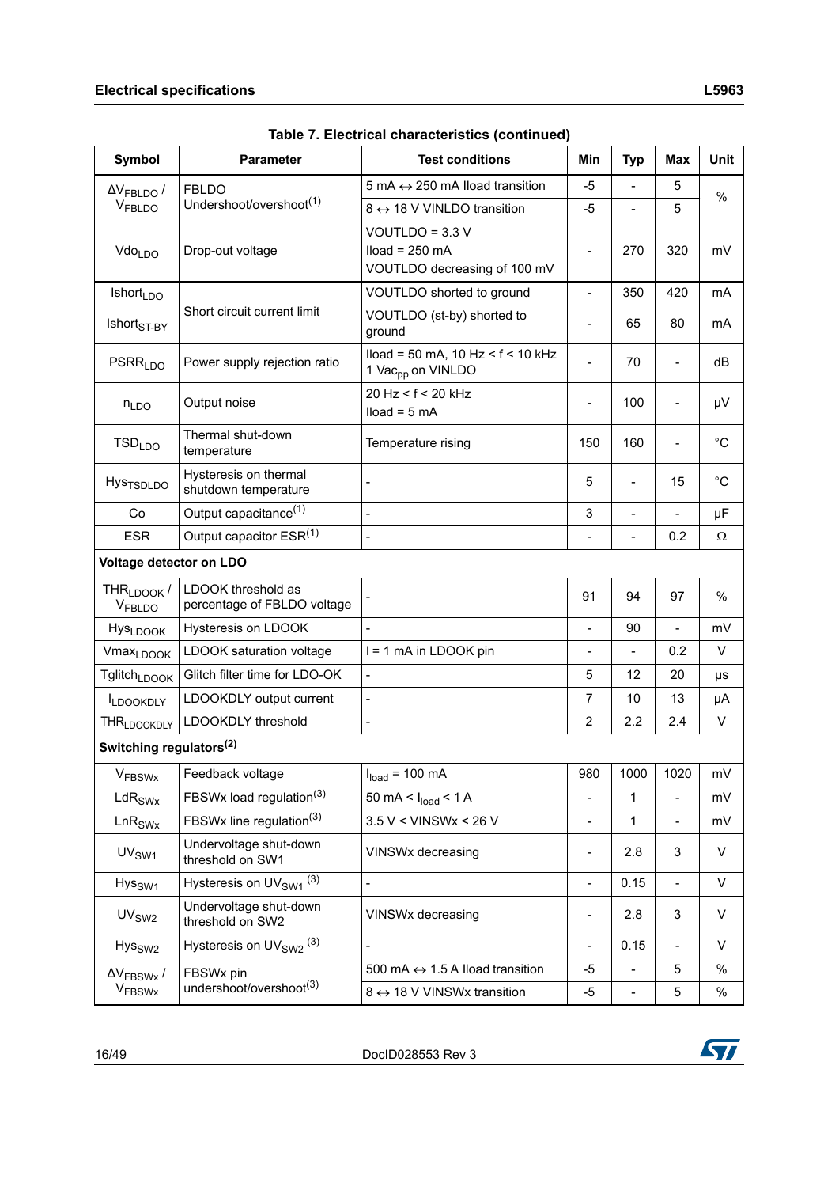**Table 7. Electrical characteristics (continued)**

| Symbol | Parameter | Test conditions | Min | Typ | Max | Unit |
|---|---|---|---|---|---|---|
| $\Delta V_{FBLDO}$ / $V_{FBLDO}$ | FBLDO Undershoot/overshoot(1) | 5 mA ↔ 250 mA Iload transition | -5 | - | 5 | % |
| | | 8 ↔ 18 V VINLDO transition | -5 | - | 5 | |
| $Vdo_{LDO}$ | Drop-out voltage | VOUTLDO = 3.3 V<br>Iload = 250 mA<br>VOUTLDO decreasing of 100 mV | - | 270 | 320 | mV |
| $Ishort_{LDO}$ | Short circuit current limit | VOUTLDO shorted to ground | - | 350 | 420 | mA |
| $Ishort_{ST\text{-}BY}$ | | VOUTLDO (st-by) shorted to ground | - | 65 | 80 | mA |
| $PSRR_{LDO}$ | Power supply rejection ratio | Iload = 50 mA, 10 Hz < f < 10 kHz<br>1 $Vac_{pp}$ on VINLDO | - | 70 | - | dB |
| $n_{LDO}$ | Output noise | 20 Hz < f < 20 kHz<br>Iload = 5 mA | - | 100 | - | µV |
| $TSD_{LDO}$ | Thermal shut-down temperature | Temperature rising | 150 | 160 | - | °C |
| $Hys_{TSDLDO}$ | Hysteresis on thermal shutdown temperature | - | 5 | - | 15 | °C |
| Co | Output capacitance(1) | - | 3 | - | - | µF |
| ESR | Output capacitor ESR(1) | - | - | - | 0.2 | Ω |
| **Voltage detector on LDO** | | | | | | |
| $THR_{LDOOK}$ / $V_{FBLDO}$ | LDOOK threshold as percentage of FBLDO voltage | - | 91 | 94 | 97 | % |
| $Hys_{LDOOK}$ | Hysteresis on LDOOK | - | - | 90 | - | mV |
| $Vmax_{LDOOK}$ | LDOOK saturation voltage | I = 1 mA in LDOOK pin | - | - | 0.2 | V |
| $Tglitch_{LDOOK}$ | Glitch filter time for LDO-OK | - | 5 | 12 | 20 | µs |
| $I_{LDOOKDLY}$ | LDOOKDLY output current | - | 7 | 10 | 13 | µA |
| $THR_{LDOOKDLY}$ | LDOOKDLY threshold | - | 2 | 2.2 | 2.4 | V |
| **Switching regulators(2)** | | | | | | |
| $V_{FBSWx}$ | Feedback voltage | $I_{load}$ = 100 mA | 980 | 1000 | 1020 | mV |
| $LdR_{SWx}$ | FBSWx load regulation(3) | 50 mA < $I_{load}$ < 1 A | - | 1 | - | mV |
| $LnR_{SWx}$ | FBSWx line regulation(3) | 3.5 V < VINSWx < 26 V | - | 1 | - | mV |
| $UV_{SW1}$ | Undervoltage shut-down threshold on SW1 | VINSWx decreasing | - | 2.8 | 3 | V |
| $Hys_{SW1}$ | Hysteresis on $UV_{SW1}$ (3) | - | - | 0.15 | - | V |
| $UV_{SW2}$ | Undervoltage shut-down threshold on SW2 | VINSWx decreasing | - | 2.8 | 3 | V |
| $Hys_{SW2}$ | Hysteresis on $UV_{SW2}$ (3) | - | - | 0.15 | - | V |
| $\Delta V_{FBSWx}$ / $V_{FBSWx}$ | FBSWx pin undershoot/overshoot(3) | 500 mA ↔ 1.5 A Iload transition | -5 | - | 5 | % |
| | | 8 ↔ 18 V VINSWx transition | -5 | - | 5 | % |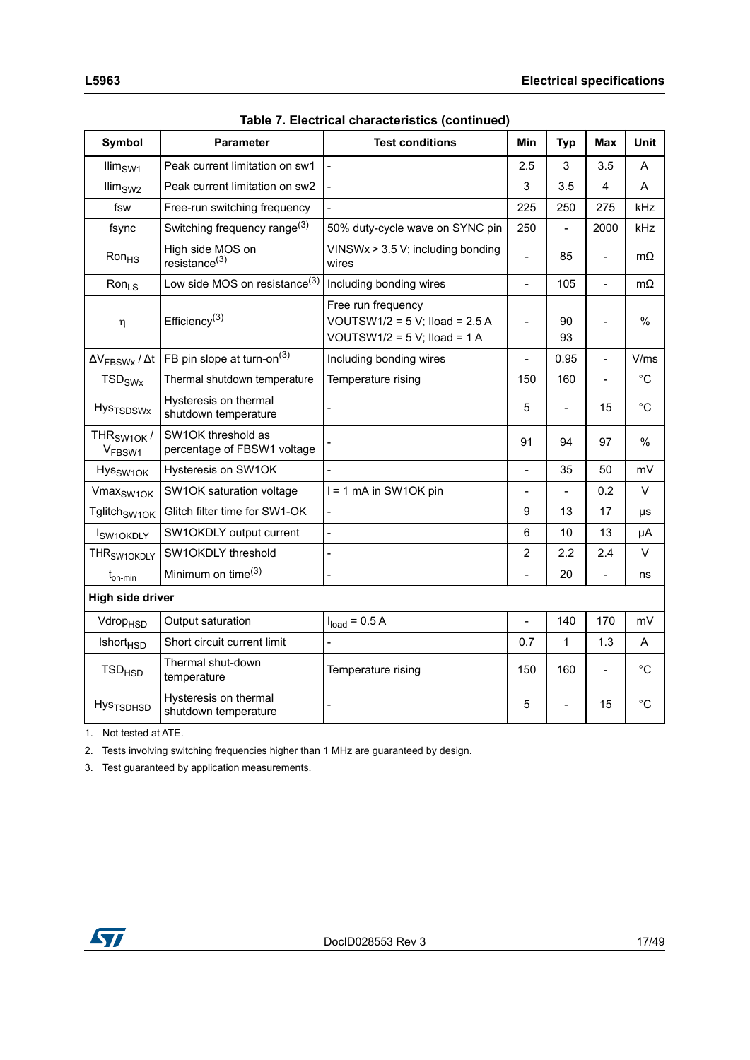Table 7. Electrical characteristics (continued)

| Symbol | Parameter | Test conditions | Min | Typ | Max | Unit |
|---|---|---|---|---|---|---|
| $Ilim_{SW1}$ | Peak current limitation on sw1 | - | 2.5 | 3 | 3.5 | A |
| $Ilim_{SW2}$ | Peak current limitation on sw2 | - | 3 | 3.5 | 4 | A |
| fsw | Free-run switching frequency | - | 225 | 250 | 275 | kHz |
| fsync | Switching frequency range(3) | 50% duty-cycle wave on SYNC pin | 250 | - | 2000 | kHz |
| $Ron_{HS}$ | High side MOS on resistance(3) | VINSWx > 3.5 V; including bonding wires | - | 85 | - | mΩ |
| $Ron_{LS}$ | Low side MOS on resistance(3) | Including bonding wires | - | 105 | - | mΩ |
| η | Efficiency(3) | Free run frequency<br>VOUTSW1/2 = 5 V; Iload = 2.5 A<br>VOUTSW1/2 = 5 V; Iload = 1 A | - | 90<br>93 | - | % |
| $\Delta V_{FBSWx} / \Delta t$ | FB pin slope at turn-on(3) | Including bonding wires | - | 0.95 | - | V/ms |
| $TSD_{SWx}$ | Thermal shutdown temperature | Temperature rising | 150 | 160 | - | °C |
| $Hys_{TSDSWx}$ | Hysteresis on thermal shutdown temperature | - | 5 | - | 15 | °C |
| $THR_{SW1OK} / V_{FBSW1}$ | SW1OK threshold as percentage of FBSW1 voltage | - | 91 | 94 | 97 | % |
| $Hys_{SW1OK}$ | Hysteresis on SW1OK | - | - | 35 | 50 | mV |
| $Vmax_{SW1OK}$ | SW1OK saturation voltage | I = 1 mA in SW1OK pin | - | - | 0.2 | V |
| $Tglitch_{SW1OK}$ | Glitch filter time for SW1-OK | - | 9 | 13 | 17 | µs |
| $I_{SW1OKDLY}$ | SW1OKDLY output current | - | 6 | 10 | 13 | µA |
| $THR_{SW1OKDLY}$ | SW1OKDLY threshold | - | 2 | 2.2 | 2.4 | V |
| $t_{on\text{-}min}$ | Minimum on time(3) | - | - | 20 | - | ns |
| **High side driver** | | | | | | |
| $Vdrop_{HSD}$ | Output saturation | $I_{load}$ = 0.5 A | - | 140 | 170 | mV |
| $Ishort_{HSD}$ | Short circuit current limit | - | 0.7 | 1 | 1.3 | A |
| $TSD_{HSD}$ | Thermal shut-down temperature | Temperature rising | 150 | 160 | - | °C |
| $Hys_{TSDHSD}$ | Hysteresis on thermal shutdown temperature | - | 5 | - | 15 | °C |

1. Not tested at ATE.
2. Tests involving switching frequencies higher than 1 MHz are guaranteed by design.
3. Test guaranteed by application measurements.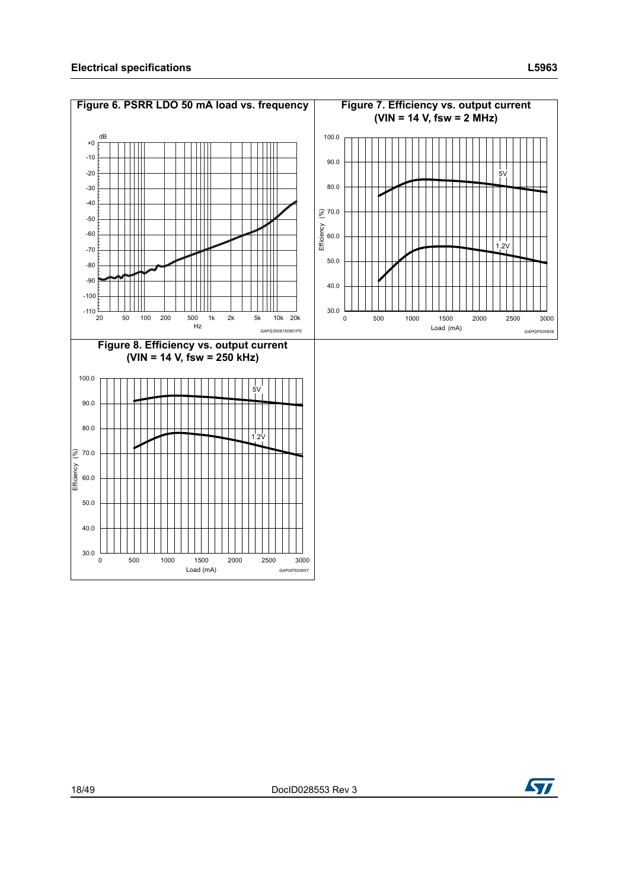**Figure 6. PSRR LDO 50 mA load vs. frequency**

**Figure 7. Efficiency vs. output current (VIN = 14 V, fsw = 2 MHz)**

**Figure 8. Efficiency vs. output current (VIN = 14 V, fsw = 250 kHz)**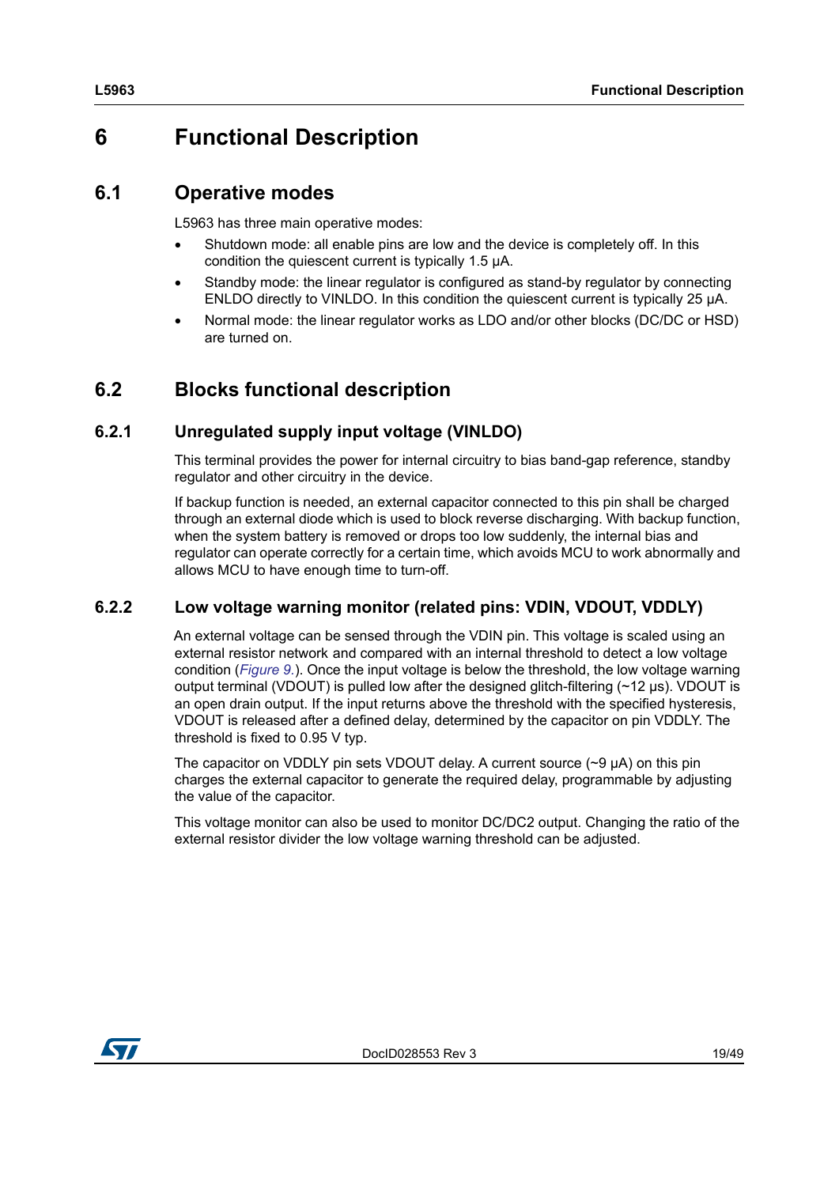# 6 Functional Description

## 6.1 Operative modes

L5963 has three main operative modes:

- Shutdown mode: all enable pins are low and the device is completely off. In this condition the quiescent current is typically 1.5 µA.
- Standby mode: the linear regulator is configured as stand-by regulator by connecting ENLDO directly to VINLDO. In this condition the quiescent current is typically 25 µA.
- Normal mode: the linear regulator works as LDO and/or other blocks (DC/DC or HSD) are turned on.

## 6.2 Blocks functional description

### 6.2.1 Unregulated supply input voltage (VINLDO)

This terminal provides the power for internal circuitry to bias band-gap reference, standby regulator and other circuitry in the device.

If backup function is needed, an external capacitor connected to this pin shall be charged through an external diode which is used to block reverse discharging. With backup function, when the system battery is removed or drops too low suddenly, the internal bias and regulator can operate correctly for a certain time, which avoids MCU to work abnormally and allows MCU to have enough time to turn-off.

### 6.2.2 Low voltage warning monitor (related pins: VDIN, VDOUT, VDDLY)

An external voltage can be sensed through the VDIN pin. This voltage is scaled using an external resistor network and compared with an internal threshold to detect a low voltage condition (*Figure 9.*). Once the input voltage is below the threshold, the low voltage warning output terminal (VDOUT) is pulled low after the designed glitch-filtering (~12 µs). VDOUT is an open drain output. If the input returns above the threshold with the specified hysteresis, VDOUT is released after a defined delay, determined by the capacitor on pin VDDLY. The threshold is fixed to 0.95 V typ.

The capacitor on VDDLY pin sets VDOUT delay. A current source (~9 µA) on this pin charges the external capacitor to generate the required delay, programmable by adjusting the value of the capacitor.

This voltage monitor can also be used to monitor DC/DC2 output. Changing the ratio of the external resistor divider the low voltage warning threshold can be adjusted.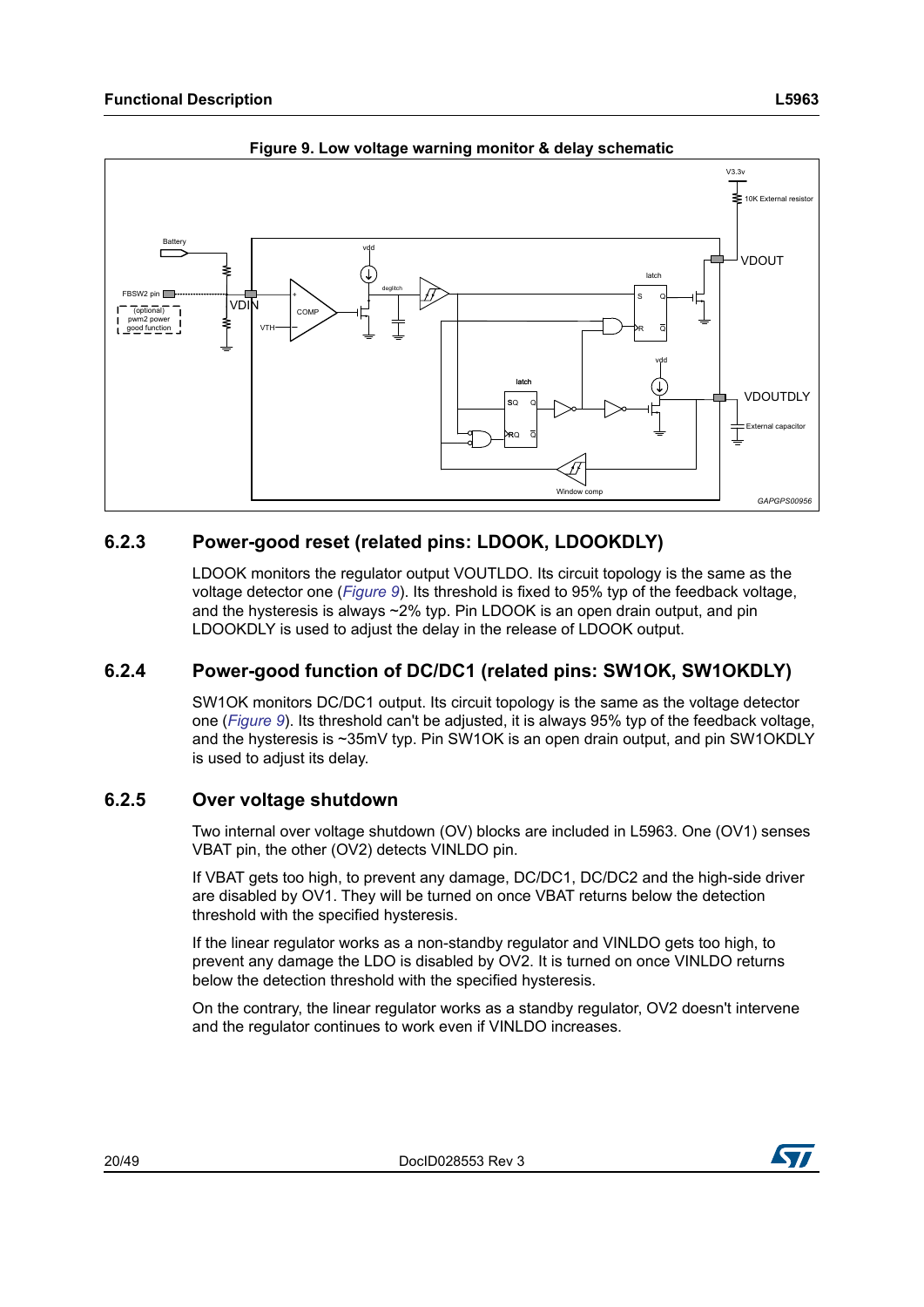**Figure 9. Low voltage warning monitor & delay schematic**

## 6.2.3 Power-good reset (related pins: LDOOK, LDOOKDLY)

LDOOK monitors the regulator output VOUTLDO. Its circuit topology is the same as the voltage detector one (*Figure 9*). Its threshold is fixed to 95% typ of the feedback voltage, and the hysteresis is always ~2% typ. Pin LDOOK is an open drain output, and pin LDOOKDLY is used to adjust the delay in the release of LDOOK output.

## 6.2.4 Power-good function of DC/DC1 (related pins: SW1OK, SW1OKDLY)

SW1OK monitors DC/DC1 output. Its circuit topology is the same as the voltage detector one (*Figure 9*). Its threshold can't be adjusted, it is always 95% typ of the feedback voltage, and the hysteresis is ~35mV typ. Pin SW1OK is an open drain output, and pin SW1OKDLY is used to adjust its delay.

## 6.2.5 Over voltage shutdown

Two internal over voltage shutdown (OV) blocks are included in L5963. One (OV1) senses VBAT pin, the other (OV2) detects VINLDO pin.

If VBAT gets too high, to prevent any damage, DC/DC1, DC/DC2 and the high-side driver are disabled by OV1. They will be turned on once VBAT returns below the detection threshold with the specified hysteresis.

If the linear regulator works as a non-standby regulator and VINLDO gets too high, to prevent any damage the LDO is disabled by OV2. It is turned on once VINLDO returns below the detection threshold with the specified hysteresis.

On the contrary, the linear regulator works as a standby regulator, OV2 doesn't intervene and the regulator continues to work even if VINLDO increases.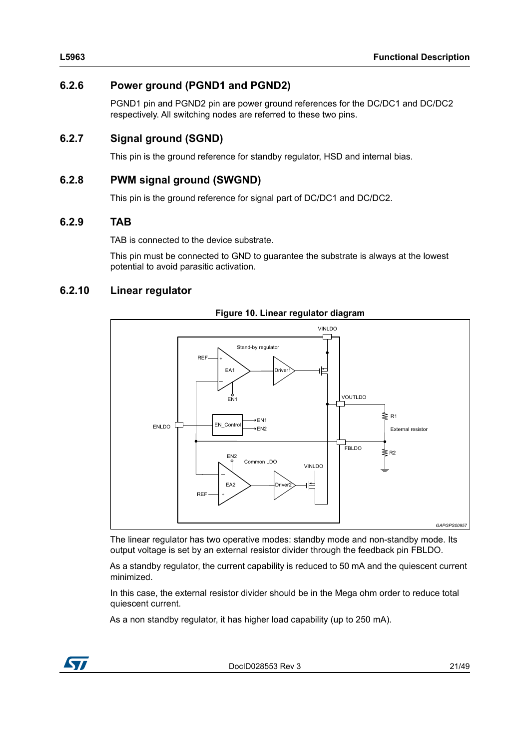### 6.2.6 Power ground (PGND1 and PGND2)

PGND1 pin and PGND2 pin are power ground references for the DC/DC1 and DC/DC2 respectively. All switching nodes are referred to these two pins.

### 6.2.7 Signal ground (SGND)

This pin is the ground reference for standby regulator, HSD and internal bias.

### 6.2.8 PWM signal ground (SWGND)

This pin is the ground reference for signal part of DC/DC1 and DC/DC2.

### 6.2.9 TAB

TAB is connected to the device substrate.

This pin must be connected to GND to guarantee the substrate is always at the lowest potential to avoid parasitic activation.

### 6.2.10 Linear regulator

**Figure 10. Linear regulator diagram**

The linear regulator has two operative modes: standby mode and non-standby mode. Its output voltage is set by an external resistor divider through the feedback pin FBLDO.

As a standby regulator, the current capability is reduced to 50 mA and the quiescent current minimized.

In this case, the external resistor divider should be in the Mega ohm order to reduce total quiescent current.

As a non standby regulator, it has higher load capability (up to 250 mA).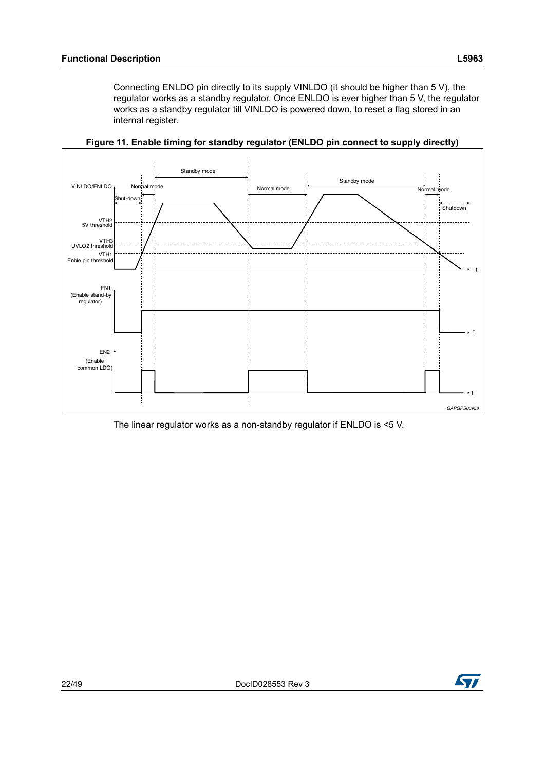Connecting ENLDO pin directly to its supply VINLDO (it should be higher than 5 V), the regulator works as a standby regulator. Once ENLDO is ever higher than 5 V, the regulator works as a standby regulator till VINLDO is powered down, to reset a flag stored in an internal register.

**Figure 11. Enable timing for standby regulator (ENLDO pin connect to supply directly)**

The linear regulator works as a non-standby regulator if ENLDO is <5 V.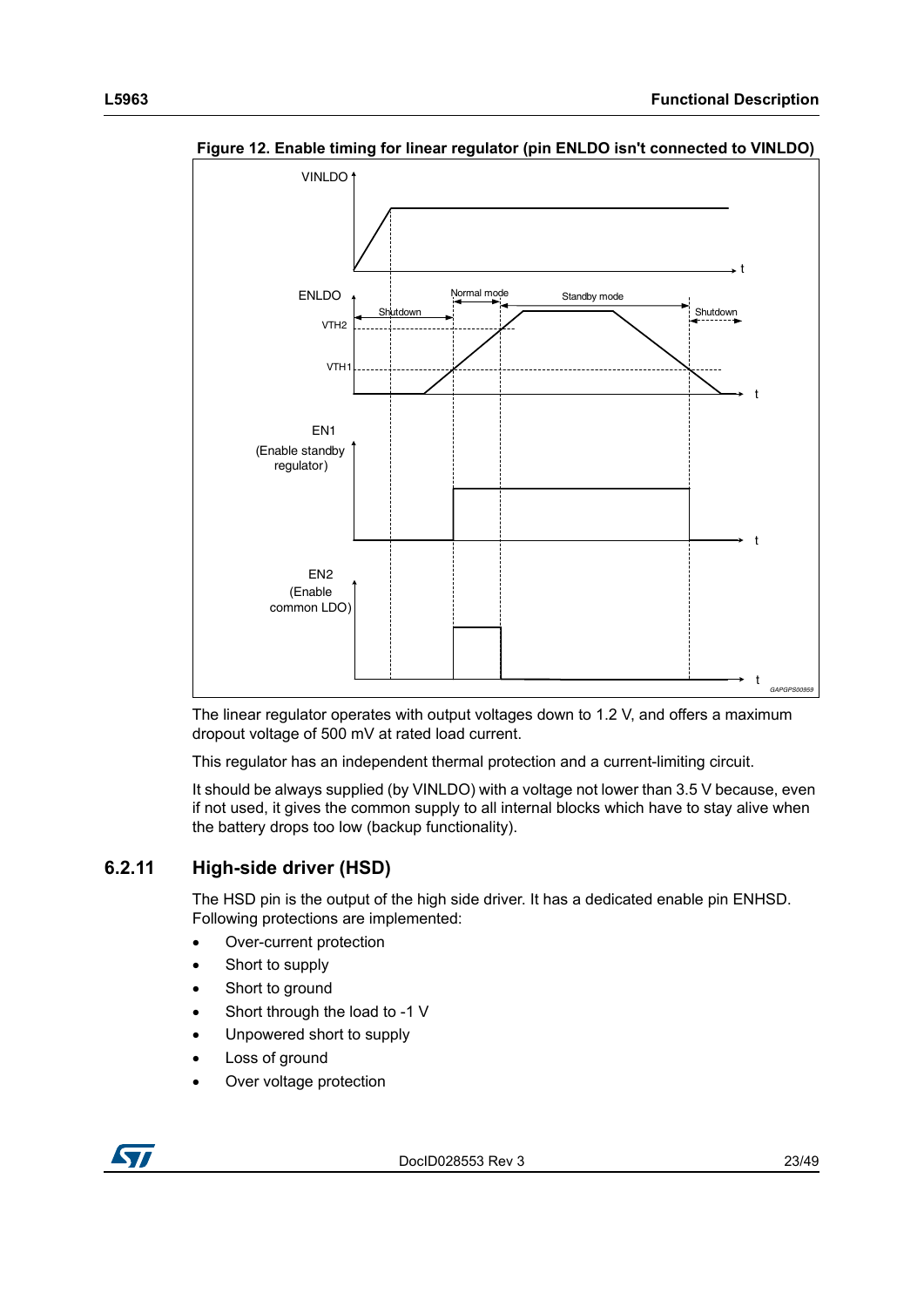**Figure 12. Enable timing for linear regulator (pin ENLDO isn't connected to VINLDO)**

The linear regulator operates with output voltages down to 1.2 V, and offers a maximum dropout voltage of 500 mV at rated load current.

This regulator has an independent thermal protection and a current-limiting circuit.

It should be always supplied (by VINLDO) with a voltage not lower than 3.5 V because, even if not used, it gives the common supply to all internal blocks which have to stay alive when the battery drops too low (backup functionality).

### 6.2.11 High-side driver (HSD)

The HSD pin is the output of the high side driver. It has a dedicated enable pin ENHSD. Following protections are implemented:

- Over-current protection
- Short to supply
- Short to ground
- Short through the load to -1 V
- Unpowered short to supply
- Loss of ground
- Over voltage protection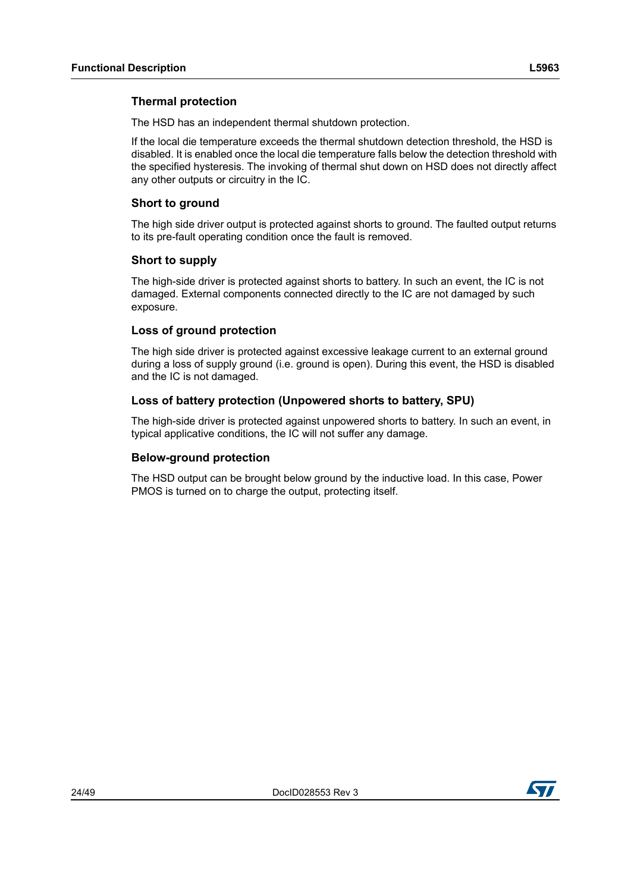#### Thermal protection

The HSD has an independent thermal shutdown protection.

If the local die temperature exceeds the thermal shutdown detection threshold, the HSD is disabled. It is enabled once the local die temperature falls below the detection threshold with the specified hysteresis. The invoking of thermal shut down on HSD does not directly affect any other outputs or circuitry in the IC.

#### Short to ground

The high side driver output is protected against shorts to ground. The faulted output returns to its pre-fault operating condition once the fault is removed.

#### Short to supply

The high-side driver is protected against shorts to battery. In such an event, the IC is not damaged. External components connected directly to the IC are not damaged by such exposure.

#### Loss of ground protection

The high side driver is protected against excessive leakage current to an external ground during a loss of supply ground (i.e. ground is open). During this event, the HSD is disabled and the IC is not damaged.

#### Loss of battery protection (Unpowered shorts to battery, SPU)

The high-side driver is protected against unpowered shorts to battery. In such an event, in typical applicative conditions, the IC will not suffer any damage.

#### Below-ground protection

The HSD output can be brought below ground by the inductive load. In this case, Power PMOS is turned on to charge the output, protecting itself.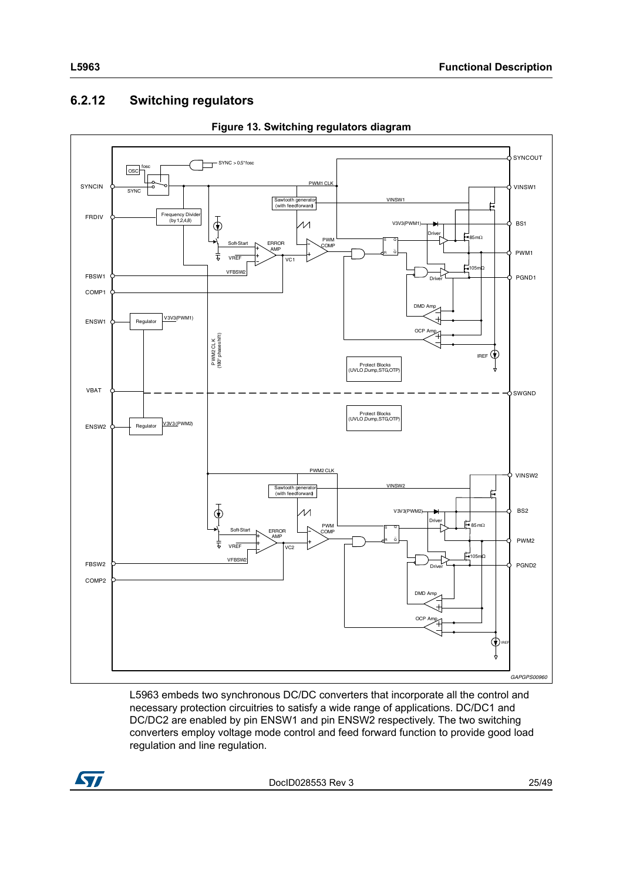### 6.2.12 Switching regulators

**Figure 13. Switching regulators diagram**

L5963 embeds two synchronous DC/DC converters that incorporate all the control and necessary protection circuitries to satisfy a wide range of applications. DC/DC1 and DC/DC2 are enabled by pin ENSW1 and pin ENSW2 respectively. The two switching converters employ voltage mode control and feed forward function to provide good load regulation and line regulation.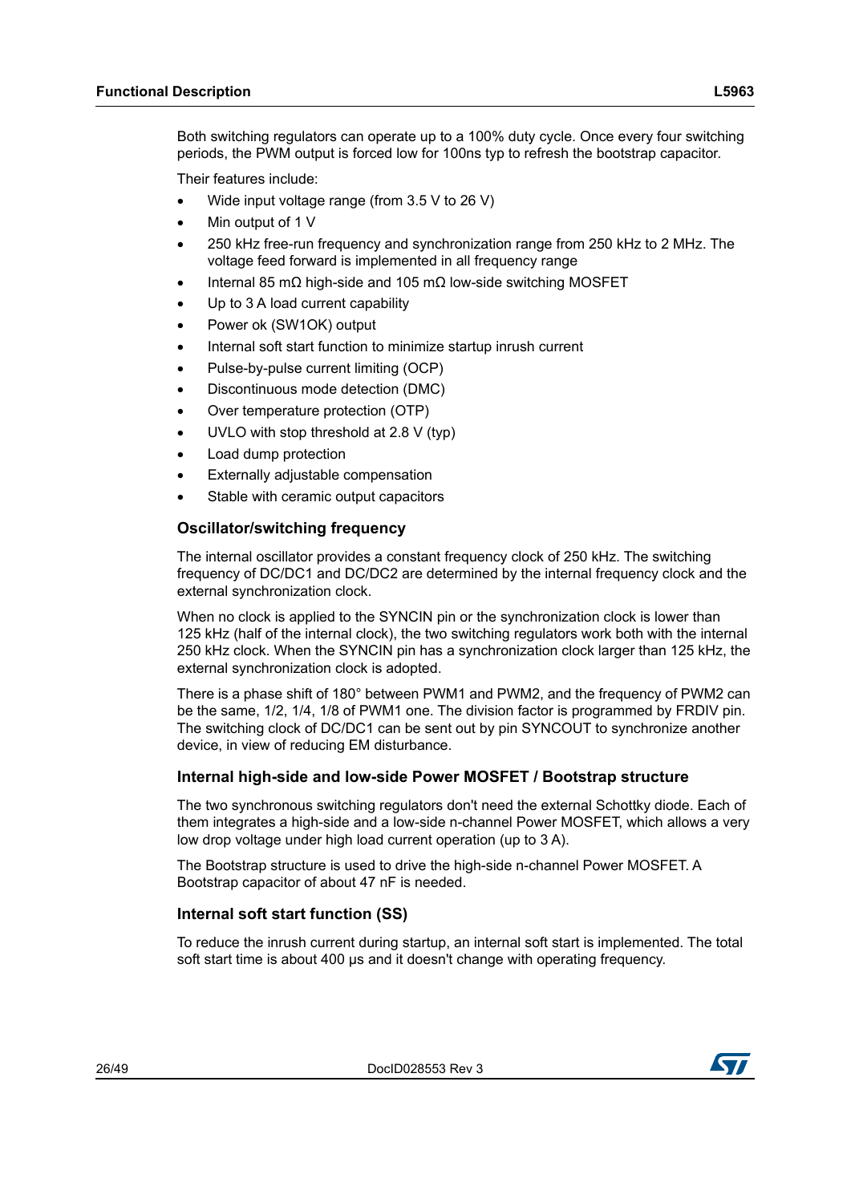Both switching regulators can operate up to a 100% duty cycle. Once every four switching periods, the PWM output is forced low for 100ns typ to refresh the bootstrap capacitor.

Their features include:

- Wide input voltage range (from 3.5 V to 26 V)
- Min output of 1 V
- 250 kHz free-run frequency and synchronization range from 250 kHz to 2 MHz. The voltage feed forward is implemented in all frequency range
- Internal 85 mΩ high-side and 105 mΩ low-side switching MOSFET
- Up to 3 A load current capability
- Power ok (SW1OK) output
- Internal soft start function to minimize startup inrush current
- Pulse-by-pulse current limiting (OCP)
- Discontinuous mode detection (DMC)
- Over temperature protection (OTP)
- UVLO with stop threshold at 2.8 V (typ)
- Load dump protection
- Externally adjustable compensation
- Stable with ceramic output capacitors

### Oscillator/switching frequency

The internal oscillator provides a constant frequency clock of 250 kHz. The switching frequency of DC/DC1 and DC/DC2 are determined by the internal frequency clock and the external synchronization clock.

When no clock is applied to the SYNCIN pin or the synchronization clock is lower than 125 kHz (half of the internal clock), the two switching regulators work both with the internal 250 kHz clock. When the SYNCIN pin has a synchronization clock larger than 125 kHz, the external synchronization clock is adopted.

There is a phase shift of 180° between PWM1 and PWM2, and the frequency of PWM2 can be the same, 1/2, 1/4, 1/8 of PWM1 one. The division factor is programmed by FRDIV pin. The switching clock of DC/DC1 can be sent out by pin SYNCOUT to synchronize another device, in view of reducing EM disturbance.

### Internal high-side and low-side Power MOSFET / Bootstrap structure

The two synchronous switching regulators don't need the external Schottky diode. Each of them integrates a high-side and a low-side n-channel Power MOSFET, which allows a very low drop voltage under high load current operation (up to 3 A).

The Bootstrap structure is used to drive the high-side n-channel Power MOSFET. A Bootstrap capacitor of about 47 nF is needed.

### Internal soft start function (SS)

To reduce the inrush current during startup, an internal soft start is implemented. The total soft start time is about 400 µs and it doesn't change with operating frequency.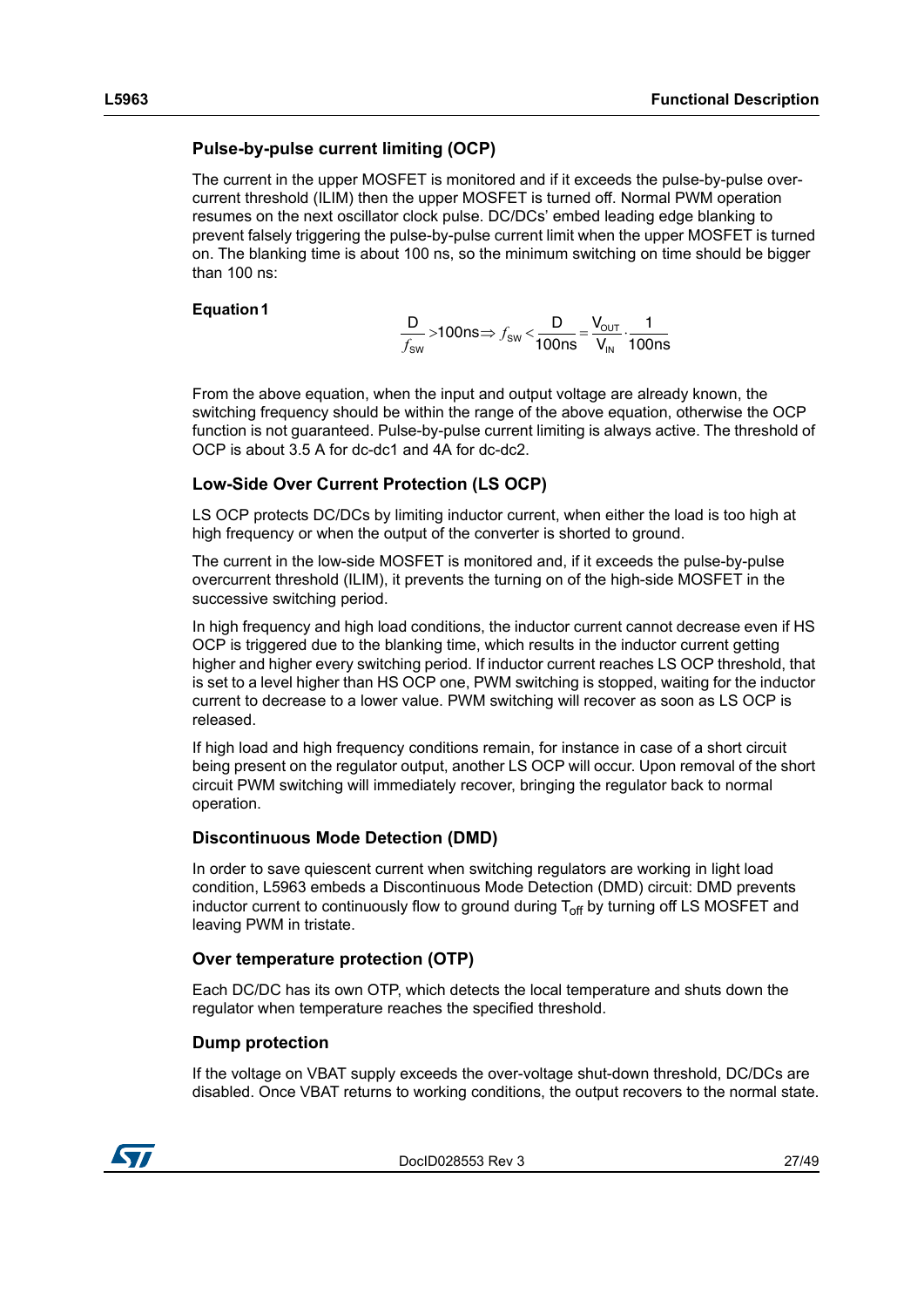### Pulse-by-pulse current limiting (OCP)

The current in the upper MOSFET is monitored and if it exceeds the pulse-by-pulse over-current threshold (ILIM) then the upper MOSFET is turned off. Normal PWM operation resumes on the next oscillator clock pulse. DC/DCs' embed leading edge blanking to prevent falsely triggering the pulse-by-pulse current limit when the upper MOSFET is turned on. The blanking time is about 100 ns, so the minimum switching on time should be bigger than 100 ns:

**Equation 1**

$$\frac{D}{f_{SW}} > 100\text{ns} \Rightarrow f_{SW} < \frac{D}{100\text{ns}} = \frac{V_{OUT}}{V_{IN}} \cdot \frac{1}{100\text{ns}}$$

From the above equation, when the input and output voltage are already known, the switching frequency should be within the range of the above equation, otherwise the OCP function is not guaranteed. Pulse-by-pulse current limiting is always active. The threshold of OCP is about 3.5 A for dc-dc1 and 4A for dc-dc2.

### Low-Side Over Current Protection (LS OCP)

LS OCP protects DC/DCs by limiting inductor current, when either the load is too high at high frequency or when the output of the converter is shorted to ground.

The current in the low-side MOSFET is monitored and, if it exceeds the pulse-by-pulse overcurrent threshold (ILIM), it prevents the turning on of the high-side MOSFET in the successive switching period.

In high frequency and high load conditions, the inductor current cannot decrease even if HS OCP is triggered due to the blanking time, which results in the inductor current getting higher and higher every switching period. If inductor current reaches LS OCP threshold, that is set to a level higher than HS OCP one, PWM switching is stopped, waiting for the inductor current to decrease to a lower value. PWM switching will recover as soon as LS OCP is released.

If high load and high frequency conditions remain, for instance in case of a short circuit being present on the regulator output, another LS OCP will occur. Upon removal of the short circuit PWM switching will immediately recover, bringing the regulator back to normal operation.

### Discontinuous Mode Detection (DMD)

In order to save quiescent current when switching regulators are working in light load condition, L5963 embeds a Discontinuous Mode Detection (DMD) circuit: DMD prevents inductor current to continuously flow to ground during $T_{off}$ by turning off LS MOSFET and leaving PWM in tristate.

### Over temperature protection (OTP)

Each DC/DC has its own OTP, which detects the local temperature and shuts down the regulator when temperature reaches the specified threshold.

### Dump protection

If the voltage on VBAT supply exceeds the over-voltage shut-down threshold, DC/DCs are disabled. Once VBAT returns to working conditions, the output recovers to the normal state.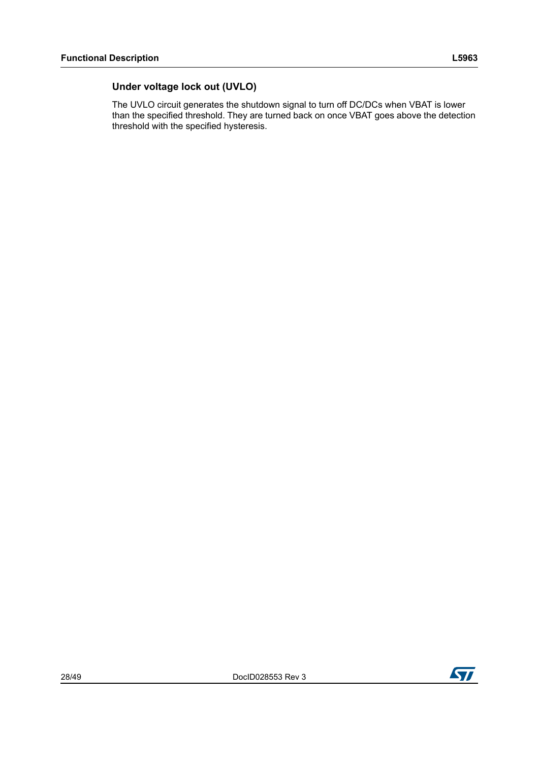### Under voltage lock out (UVLO)

The UVLO circuit generates the shutdown signal to turn off DC/DCs when VBAT is lower than the specified threshold. They are turned back on once VBAT goes above the detection threshold with the specified hysteresis.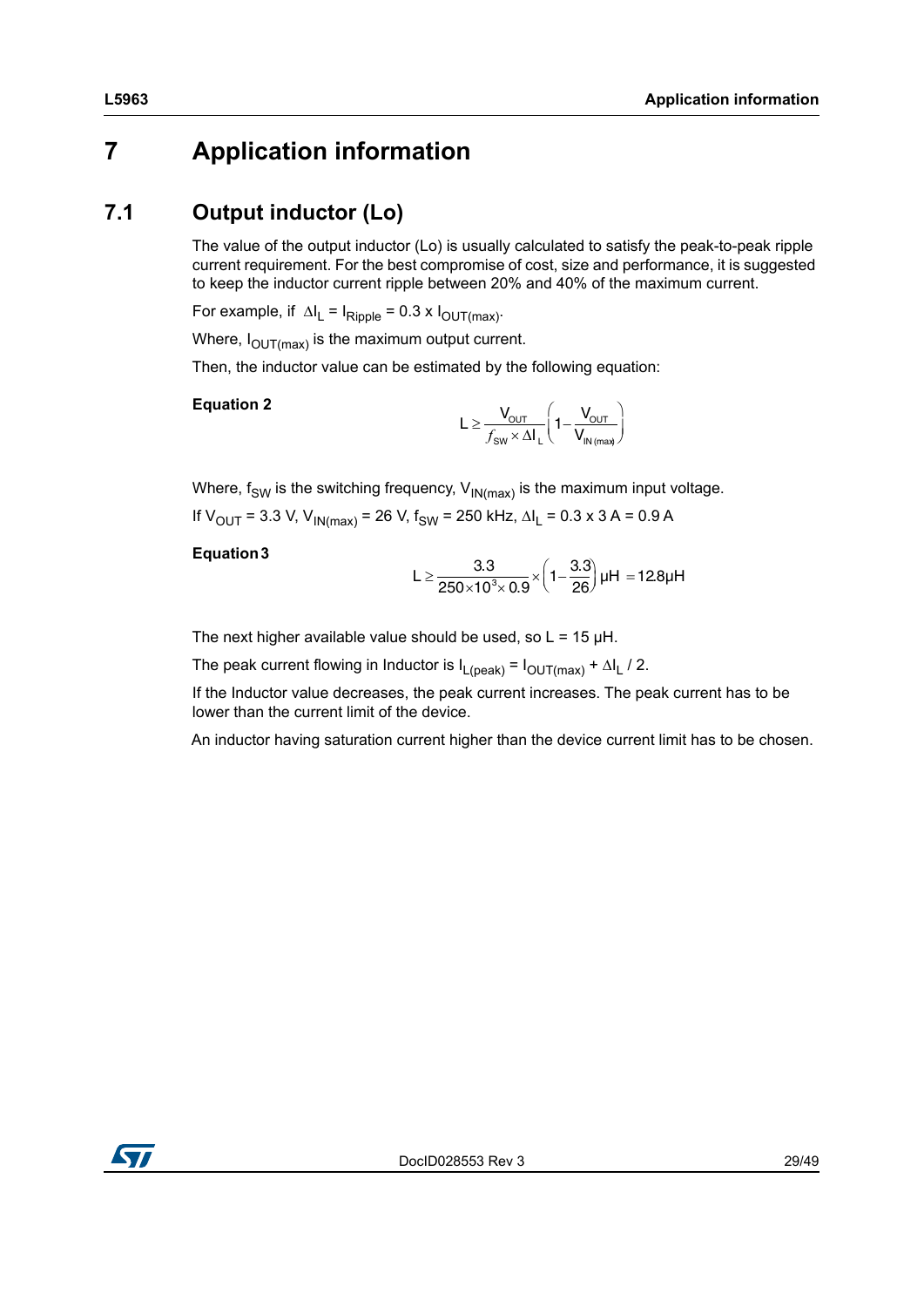# 7 Application information

## 7.1 Output inductor (Lo)

The value of the output inductor (Lo) is usually calculated to satisfy the peak-to-peak ripple current requirement. For the best compromise of cost, size and performance, it is suggested to keep the inductor current ripple between 20% and 40% of the maximum current.

For example, if $\Delta I_L = I_{Ripple} = 0.3 \times I_{OUT(max)}$.

Where, $I_{OUT(max)}$ is the maximum output current.

Then, the inductor value can be estimated by the following equation:

**Equation 2**

$$L \geq \frac{V_{OUT}}{f_{SW} \times \Delta I_L}\left(1 - \frac{V_{OUT}}{V_{IN(max)}}\right)$$

Where, $f_{SW}$ is the switching frequency, $V_{IN(max)}$ is the maximum input voltage.

If $V_{OUT}$ = 3.3 V, $V_{IN(max)}$ = 26 V, $f_{SW}$ = 250 kHz, $\Delta I_L$ = 0.3 x 3 A = 0.9 A

**Equation 3**

$$L \geq \frac{3.3}{250 \times 10^{3} \times 0.9} \times \left(1 - \frac{3.3}{26}\right) \mu H = 12.8 \mu H$$

The next higher available value should be used, so L = 15 µH.

The peak current flowing in Inductor is $I_{L(peak)} = I_{OUT(max)} + \Delta I_L / 2$.

If the Inductor value decreases, the peak current increases. The peak current has to be lower than the current limit of the device.

An inductor having saturation current higher than the device current limit has to be chosen.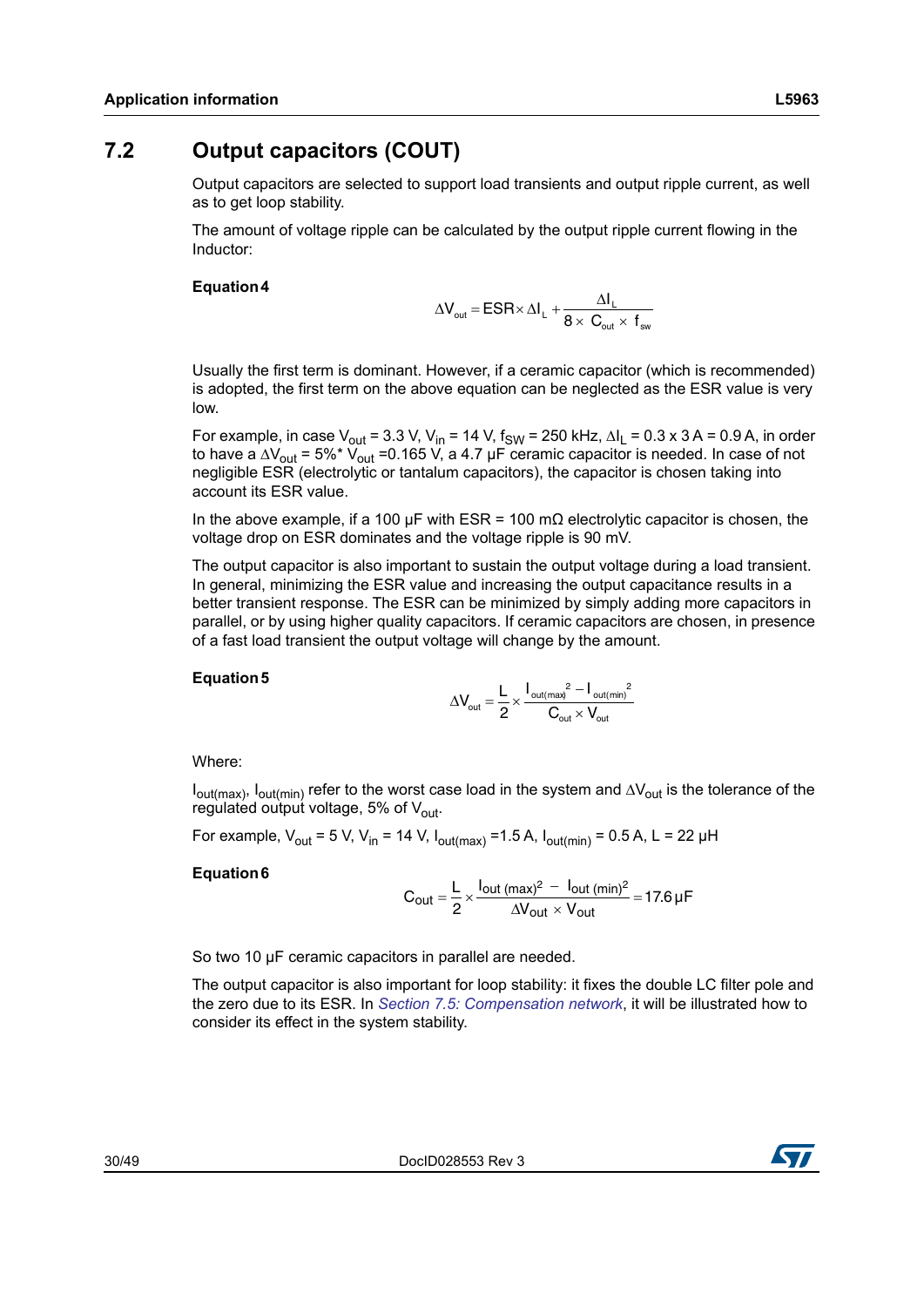## 7.2 Output capacitors (COUT)

Output capacitors are selected to support load transients and output ripple current, as well as to get loop stability.

The amount of voltage ripple can be calculated by the output ripple current flowing in the Inductor:

**Equation 4**

$$\Delta V_{out} = ESR \times \Delta I_L + \frac{\Delta I_L}{8 \times C_{out} \times f_{sw}}$$

Usually the first term is dominant. However, if a ceramic capacitor (which is recommended) is adopted, the first term on the above equation can be neglected as the ESR value is very low.

For example, in case $V_{out}$ = 3.3 V, $V_{in}$ = 14 V, $f_{SW}$ = 250 kHz, $\Delta I_L$ = 0.3 x 3 A = 0.9 A, in order to have a $\Delta V_{out}$ = 5%* $V_{out}$ =0.165 V, a 4.7 µF ceramic capacitor is needed. In case of not negligible ESR (electrolytic or tantalum capacitors), the capacitor is chosen taking into account its ESR value.

In the above example, if a 100 µF with ESR = 100 mΩ electrolytic capacitor is chosen, the voltage drop on ESR dominates and the voltage ripple is 90 mV.

The output capacitor is also important to sustain the output voltage during a load transient. In general, minimizing the ESR value and increasing the output capacitance results in a better transient response. The ESR can be minimized by simply adding more capacitors in parallel, or by using higher quality capacitors. If ceramic capacitors are chosen, in presence of a fast load transient the output voltage will change by the amount.

**Equation 5**

$$\Delta V_{out} = \frac{L}{2} \times \frac{I_{out(max)}^2 - I_{out(min)}^2}{C_{out} \times V_{out}}$$

Where:

$I_{out(max)}$, $I_{out(min)}$ refer to the worst case load in the system and $\Delta V_{out}$ is the tolerance of the regulated output voltage, 5% of $V_{out}$.

For example, $V_{out}$ = 5 V, $V_{in}$ = 14 V, $I_{out(max)}$ =1.5 A, $I_{out(min)}$ = 0.5 A, L = 22 µH

**Equation 6**

$$C_{out} = \frac{L}{2} \times \frac{I_{out\,(max)}^2 - I_{out\,(min)}^2}{\Delta V_{out} \times V_{out}} = 17.6\,\mu F$$

So two 10 µF ceramic capacitors in parallel are needed.

The output capacitor is also important for loop stability: it fixes the double LC filter pole and the zero due to its ESR. In *Section 7.5: Compensation network*, it will be illustrated how to consider its effect in the system stability.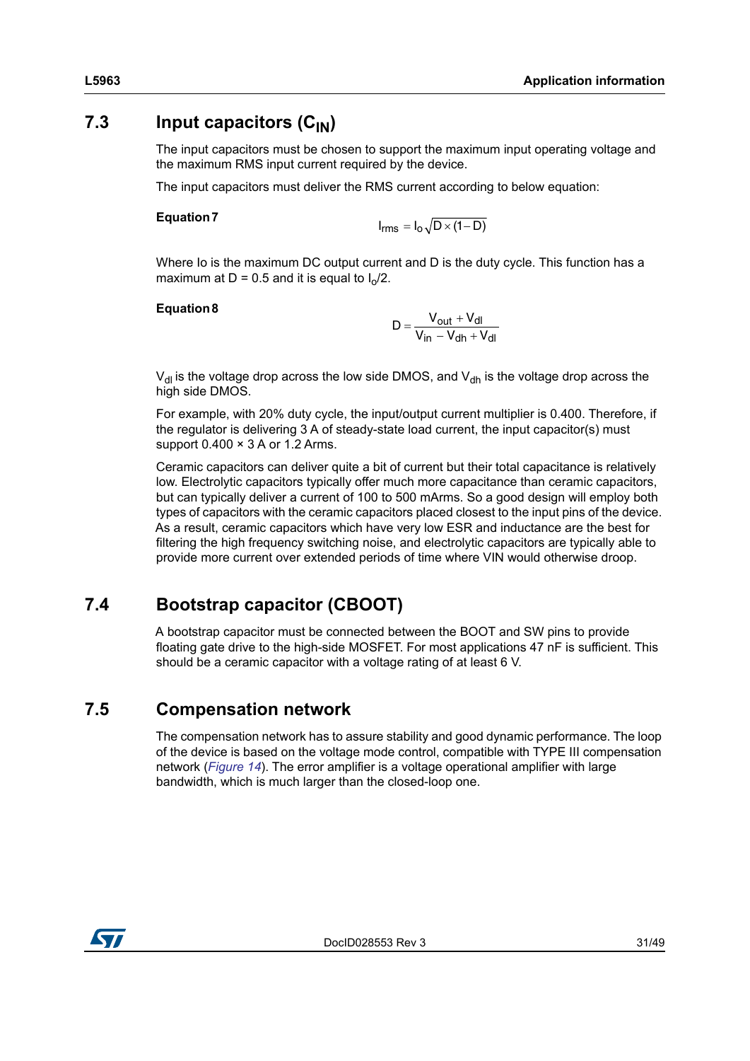## 7.3 Input capacitors ($C_{IN}$)

The input capacitors must be chosen to support the maximum input operating voltage and the maximum RMS input current required by the device.

The input capacitors must deliver the RMS current according to below equation:

**Equation 7**

$$I_{rms} = I_O \sqrt{D \times (1 - D)}$$

Where Io is the maximum DC output current and D is the duty cycle. This function has a maximum at D = 0.5 and it is equal to $I_o/2$.

**Equation 8**

$$D = \frac{V_{out} + V_{dl}}{V_{in} - V_{dh} + V_{dl}}$$

$V_{dl}$ is the voltage drop across the low side DMOS, and $V_{dh}$ is the voltage drop across the high side DMOS.

For example, with 20% duty cycle, the input/output current multiplier is 0.400. Therefore, if the regulator is delivering 3 A of steady-state load current, the input capacitor(s) must support 0.400 × 3 A or 1.2 Arms.

Ceramic capacitors can deliver quite a bit of current but their total capacitance is relatively low. Electrolytic capacitors typically offer much more capacitance than ceramic capacitors, but can typically deliver a current of 100 to 500 mArms. So a good design will employ both types of capacitors with the ceramic capacitors placed closest to the input pins of the device. As a result, ceramic capacitors which have very low ESR and inductance are the best for filtering the high frequency switching noise, and electrolytic capacitors are typically able to provide more current over extended periods of time where VIN would otherwise droop.

## 7.4 Bootstrap capacitor (CBOOT)

A bootstrap capacitor must be connected between the BOOT and SW pins to provide floating gate drive to the high-side MOSFET. For most applications 47 nF is sufficient. This should be a ceramic capacitor with a voltage rating of at least 6 V.

## 7.5 Compensation network

The compensation network has to assure stability and good dynamic performance. The loop of the device is based on the voltage mode control, compatible with TYPE III compensation network (*Figure 14*). The error amplifier is a voltage operational amplifier with large bandwidth, which is much larger than the closed-loop one.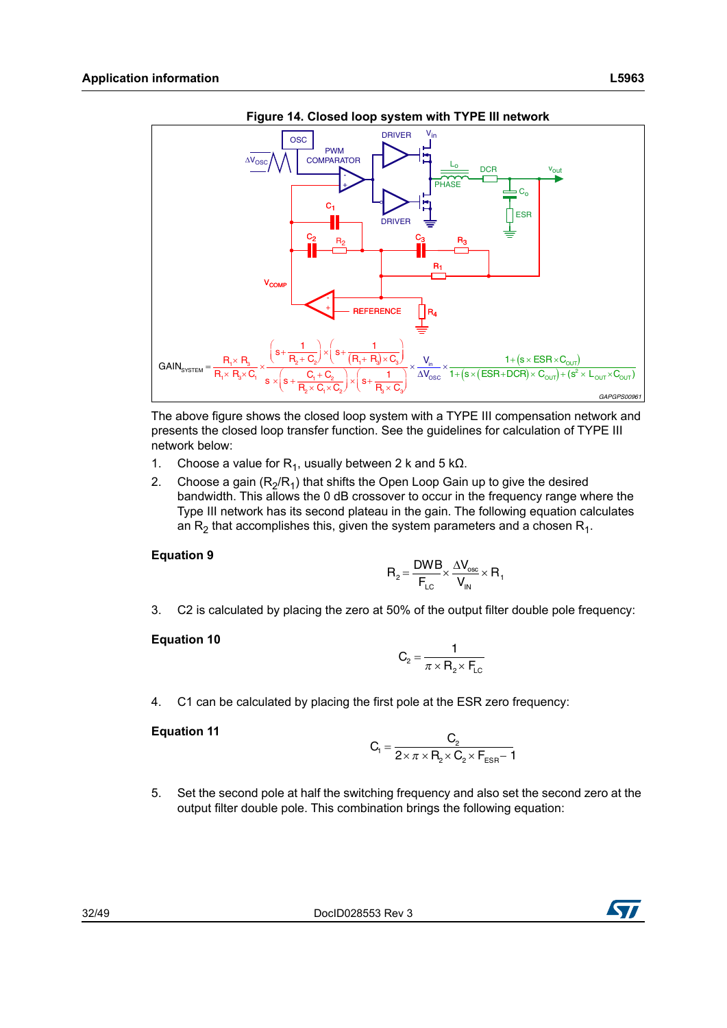**Figure 14. Closed loop system with TYPE III network**

$$GAIN_{SYSTEM} = \frac{R_1 \times R_3}{R_1 \times R_3 \times C_1} \times \frac{\left(s+\frac{1}{R_2 + C_2}\right) \times \left(s+\frac{1}{(R_1+R_3)\times C_3}\right)}{s \times \left(s+\frac{C_1+C_2}{R_2 \times C_1 \times C_2}\right) \times \left(s+\frac{1}{R_3 \times C_3}\right)} \times \frac{V_{in}}{\Delta V_{OSC}} \times \frac{1+(s \times ESR \times C_{OUT})}{1+(s \times (ESR+DCR) \times C_{OUT}) + (s^2 \times L_{OUT} \times C_{OUT})}$$

The above figure shows the closed loop system with a TYPE III compensation network and presents the closed loop transfer function. See the guidelines for calculation of TYPE III network below:

1. Choose a value for $R_1$, usually between 2 k and 5 kΩ.
2. Choose a gain ($R_2/R_1$) that shifts the Open Loop Gain up to give the desired bandwidth. This allows the 0 dB crossover to occur in the frequency range where the Type III network has its second plateau in the gain. The following equation calculates an $R_2$ that accomplishes this, given the system parameters and a chosen $R_1$.

**Equation 9**

$$R_2 = \frac{DWB}{F_{LC}} \times \frac{\Delta V_{osc}}{V_{IN}} \times R_1$$

3. C2 is calculated by placing the zero at 50% of the output filter double pole frequency:

**Equation 10**

$$C_2 = \frac{1}{\pi \times R_2 \times F_{LC}}$$

4. C1 can be calculated by placing the first pole at the ESR zero frequency:

**Equation 11**

$$C_1 = \frac{C_2}{2 \times \pi \times R_2 \times C_2 \times F_{ESR} - 1}$$

5. Set the second pole at half the switching frequency and also set the second zero at the output filter double pole. This combination brings the following equation: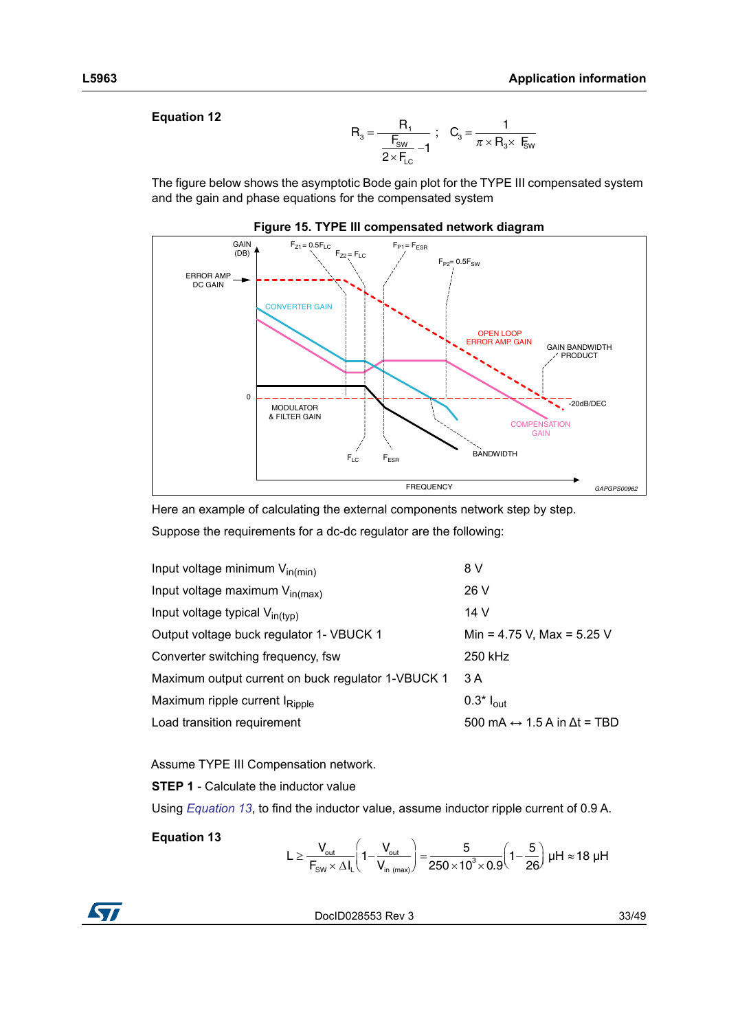**Equation 12**

$$R_3 = \frac{R_1}{\frac{F_{SW}}{2 \times F_{LC}} - 1} \quad ; \quad C_3 = \frac{1}{\pi \times R_3 \times F_{SW}}$$

The figure below shows the asymptotic Bode gain plot for the TYPE III compensated system and the gain and phase equations for the compensated system

**Figure 15. TYPE III compensated network diagram**

Here an example of calculating the external components network step by step.

Suppose the requirements for a dc-dc regulator are the following:

| | |
|---|---|
| Input voltage minimum $V_{in(min)}$ | 8 V |
| Input voltage maximum $V_{in(max)}$ | 26 V |
| Input voltage typical $V_{in(typ)}$ | 14 V |
| Output voltage buck regulator 1- VBUCK 1 | Min = 4.75 V, Max = 5.25 V |
| Converter switching frequency, fsw | 250 kHz |
| Maximum output current on buck regulator 1-VBUCK 1 | 3 A |
| Maximum ripple current $I_{Ripple}$ | 0.3* $I_{out}$ |
| Load transition requirement | 500 mA ↔ 1.5 A in Δt = TBD |

Assume TYPE III Compensation network.

**STEP 1** - Calculate the inductor value

Using *Equation 13*, to find the inductor value, assume inductor ripple current of 0.9 A.

**Equation 13**

$$L \geq \frac{V_{out}}{F_{SW} \times \Delta I_L}\left(1 - \frac{V_{out}}{V_{in\ (max)}}\right) = \frac{5}{250 \times 10^3 \times 0.9}\left(1 - \frac{5}{26}\right)\ \mu H \approx 18\ \mu H$$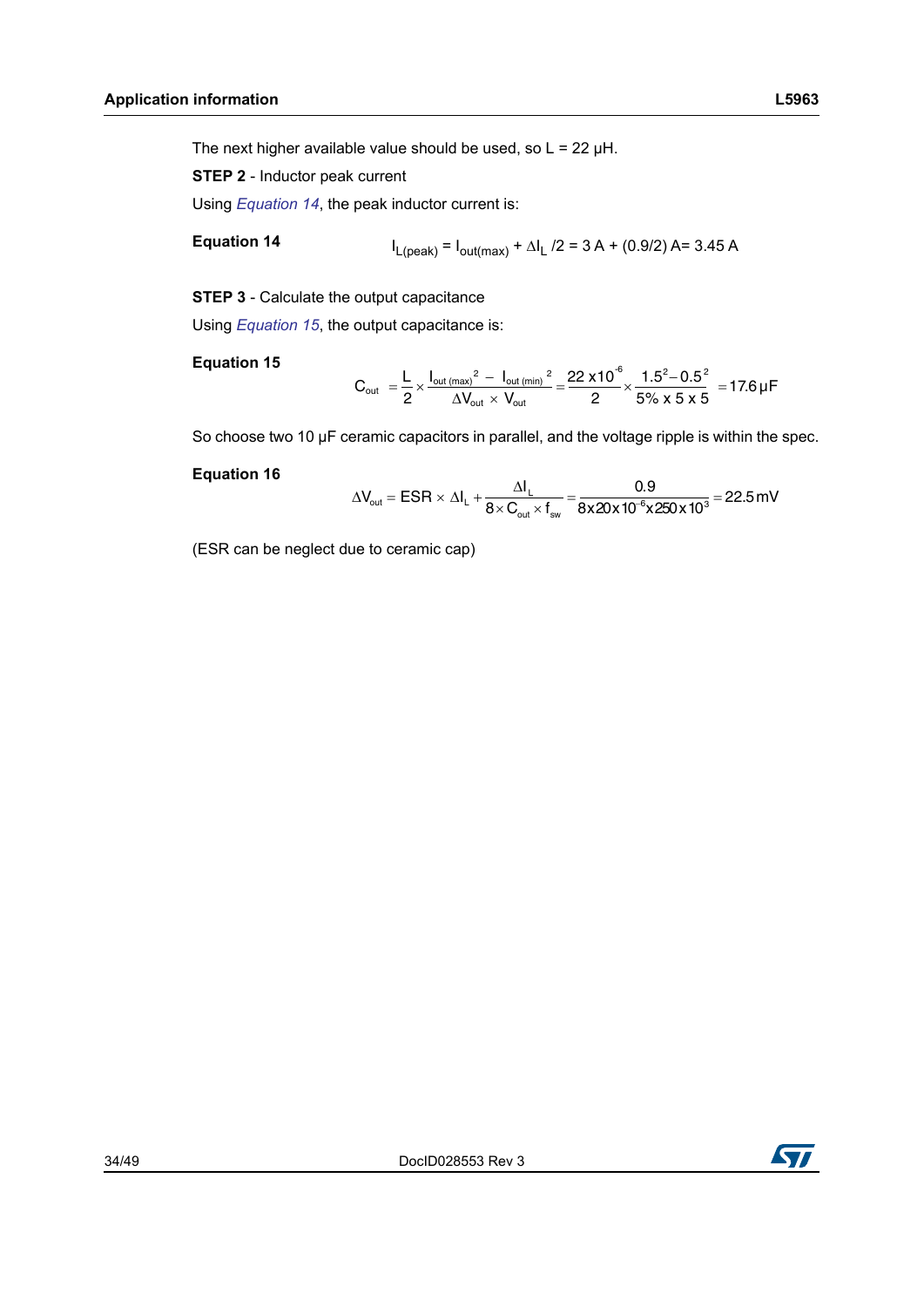The next higher available value should be used, so L = 22 µH.

**STEP 2** - Inductor peak current

Using *Equation 14*, the peak inductor current is:

**Equation 14**

$$I_{L(peak)} = I_{out(max)} + \Delta I_L /2 = 3\text{ A} + (0.9/2)\text{ A} = 3.45\text{ A}$$

**STEP 3** - Calculate the output capacitance

Using *Equation 15*, the output capacitance is:

**Equation 15**

$$C_{out} = \frac{L}{2} \times \frac{I_{out\,(max)}{}^2 - I_{out\,(min)}{}^2}{\Delta V_{out} \times V_{out}} = \frac{22 \times 10^{-6}}{2} \times \frac{1.5^2 - 0.5^2}{5\% \times 5 \times 5} = 17.6\,\mu\text{F}$$

So choose two 10 µF ceramic capacitors in parallel, and the voltage ripple is within the spec.

**Equation 16**

$$\Delta V_{out} = ESR \times \Delta I_L + \frac{\Delta I_L}{8 \times C_{out} \times f_{sw}} = \frac{0.9}{8 \times 20 \times 10^{-6} \times 250 \times 10^3} = 22.5\,\text{mV}$$

(ESR can be neglect due to ceramic cap)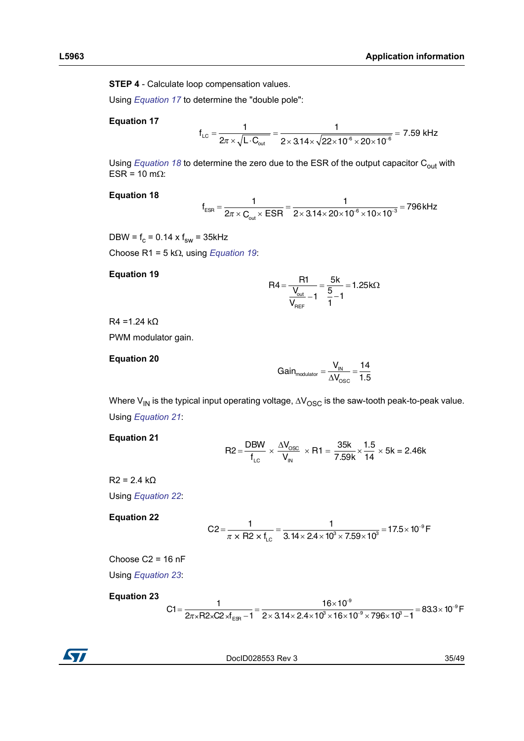**STEP 4** - Calculate loop compensation values.

Using *Equation 17* to determine the "double pole":

**Equation 17**

$$f_{LC} = \frac{1}{2\pi \times \sqrt{L \cdot C_{out}}} = \frac{1}{2 \times 3.14 \times \sqrt{22 \times 10^{-6} \times 20 \times 10^{-6}}} = 7.59\text{ kHz}$$

Using *Equation 18* to determine the zero due to the ESR of the output capacitor $C_{out}$ with ESR = 10 mΩ:

**Equation 18**

$$f_{ESR} = \frac{1}{2\pi \times C_{out} \times ESR} = \frac{1}{2 \times 3.14 \times 20 \times 10^{-6} \times 10 \times 10^{-3}} = 796\text{kHz}$$

DBW = $f_c$ = 0.14 x $f_{sw}$ = 35kHz

Choose R1 = 5 kΩ, using *Equation 19*:

**Equation 19**

$$R4 = \frac{R1}{\frac{V_{out}}{V_{REF}} - 1} = \frac{5k}{\frac{5}{1} - 1} = 1.25k\Omega$$

R4 =1.24 kΩ

PWM modulator gain.

**Equation 20**

$$Gain_{modulator} = \frac{V_{IN}}{\Delta V_{OSC}} = \frac{14}{1.5}$$

Where $V_{IN}$ is the typical input operating voltage, $\Delta V_{OSC}$ is the saw-tooth peak-to-peak value.

Using *Equation 21*:

**Equation 21**

$$R2 = \frac{DBW}{f_{LC}} \times \frac{\Delta V_{OSC}}{V_{IN}} \times R1 = \frac{35k}{7.59k} \times \frac{1.5}{14} \times 5k = 2.46k$$

R2 = 2.4 kΩ

Using *Equation 22*:

**Equation 22**

$$C2 = \frac{1}{\pi \times R2 \times f_{LC}} = \frac{1}{3.14 \times 2.4 \times 10^3 \times 7.59 \times 10^3} = 17.5 \times 10^{-9}\text{F}$$

Choose C2 = 16 nF

Using *Equation 23*:

**Equation 23**

$$C1 = \frac{1}{2\pi \times R2 \times C2 \times f_{ESR} - 1} = \frac{16 \times 10^{-9}}{2 \times 3.14 \times 2.4 \times 10^3 \times 16 \times 10^{-9} \times 796 \times 10^3 - 1} = 83.3 \times 10^{-9}\text{F}$$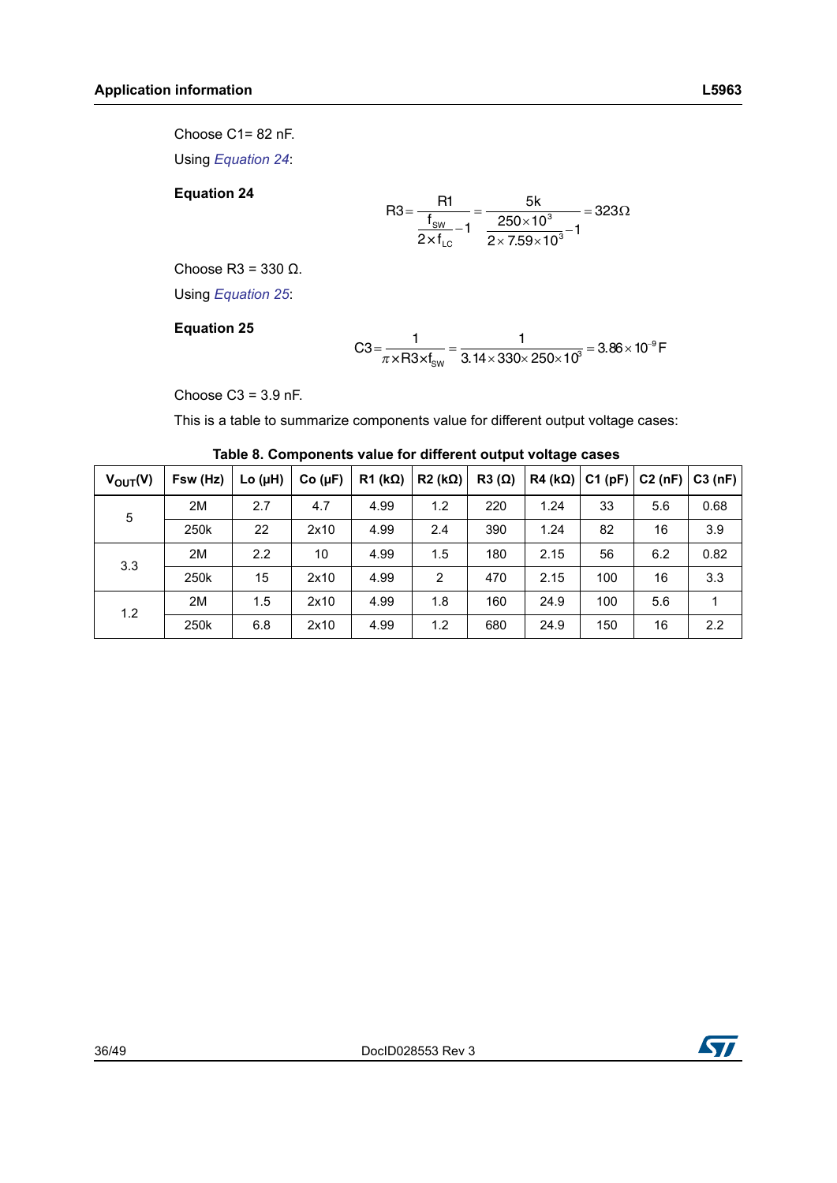Choose C1= 82 nF.

Using *Equation 24*:

**Equation 24**

$$R3 = \frac{R1}{\frac{f_{SW}}{2 \times f_{LC}} - 1} = \frac{5k}{\frac{250 \times 10^3}{2 \times 7.59 \times 10^3} - 1} = 323\Omega$$

Choose R3 = 330 Ω.

Using *Equation 25*:

**Equation 25**

$$C3 = \frac{1}{\pi \times R3 \times f_{SW}} = \frac{1}{3.14 \times 330 \times 250 \times 10^3} = 3.86 \times 10^{-9} F$$

Choose C3 = 3.9 nF.

This is a table to summarize components value for different output voltage cases:

**Table 8. Components value for different output voltage cases**

| $V_{OUT}$(V) | Fsw (Hz) | Lo (µH) | Co (µF) | R1 (kΩ) | R2 (kΩ) | R3 (Ω) | R4 (kΩ) | C1 (pF) | C2 (nF) | C3 (nF) |
|---|---|---|---|---|---|---|---|---|---|---|
| 5 | 2M | 2.7 | 4.7 | 4.99 | 1.2 | 220 | 1.24 | 33 | 5.6 | 0.68 |
| | 250k | 22 | 2x10 | 4.99 | 2.4 | 390 | 1.24 | 82 | 16 | 3.9 |
| 3.3 | 2M | 2.2 | 10 | 4.99 | 1.5 | 180 | 2.15 | 56 | 6.2 | 0.82 |
| | 250k | 15 | 2x10 | 4.99 | 2 | 470 | 2.15 | 100 | 16 | 3.3 |
| 1.2 | 2M | 1.5 | 2x10 | 4.99 | 1.8 | 160 | 24.9 | 100 | 5.6 | 1 |
| | 250k | 6.8 | 2x10 | 4.99 | 1.2 | 680 | 24.9 | 150 | 16 | 2.2 |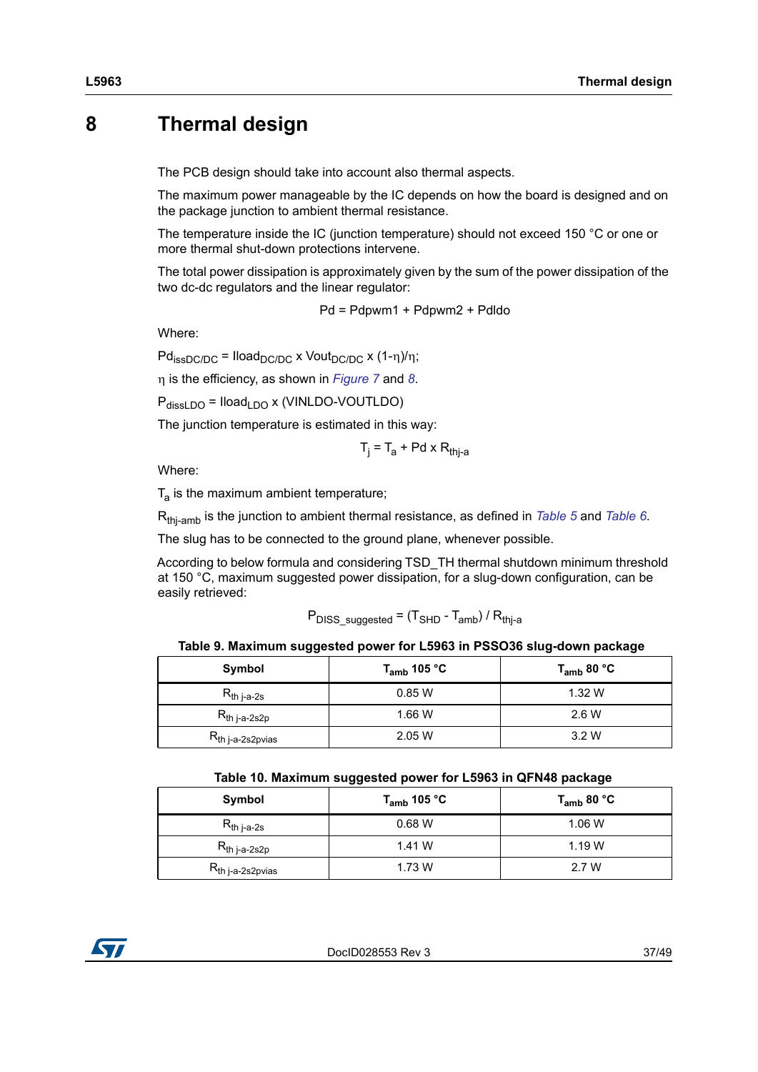# 8 Thermal design

The PCB design should take into account also thermal aspects.

The maximum power manageable by the IC depends on how the board is designed and on the package junction to ambient thermal resistance.

The temperature inside the IC (junction temperature) should not exceed 150 °C or one or more thermal shut-down protections intervene.

The total power dissipation is approximately given by the sum of the power dissipation of the two dc-dc regulators and the linear regulator:

$$Pd = Pdpwm1 + Pdpwm2 + Pdldo$$

Where:

$Pd_{issDC/DC} = Iload_{DC/DC} \times Vout_{DC/DC} \times (1-\eta)/\eta$;

$\eta$ is the efficiency, as shown in *Figure 7* and *8*.

$P_{dissLDO} = Iload_{LDO} \times (VINLDO-VOUTLDO)$

The junction temperature is estimated in this way:

$$T_j = T_a + Pd \times R_{thj\text{-}a}$$

Where:

$T_a$ is the maximum ambient temperature;

$R_{thj\text{-}amb}$ is the junction to ambient thermal resistance, as defined in *Table 5* and *Table 6*.

The slug has to be connected to the ground plane, whenever possible.

According to below formula and considering TSD_TH thermal shutdown minimum threshold at 150 °C, maximum suggested power dissipation, for a slug-down configuration, can be easily retrieved:

$$P_{DISS\_suggested} = (T_{SHD} - T_{amb}) / R_{thj\text{-}a}$$

**Table 9. Maximum suggested power for L5963 in PSSO36 slug-down package**

| Symbol | $T_{amb}$ 105 °C | $T_{amb}$ 80 °C |
|---|---|---|
| $R_{th\ j\text{-}a\text{-}2s}$ | 0.85 W | 1.32 W |
| $R_{th\ j\text{-}a\text{-}2s2p}$ | 1.66 W | 2.6 W |
| $R_{th\ j\text{-}a\text{-}2s2pvias}$ | 2.05 W | 3.2 W |

**Table 10. Maximum suggested power for L5963 in QFN48 package**

| Symbol | $T_{amb}$ 105 °C | $T_{amb}$ 80 °C |
|---|---|---|
| $R_{th\ j\text{-}a\text{-}2s}$ | 0.68 W | 1.06 W |
| $R_{th\ j\text{-}a\text{-}2s2p}$ | 1.41 W | 1.19 W |
| $R_{th\ j\text{-}a\text{-}2s2pvias}$ | 1.73 W | 2.7 W |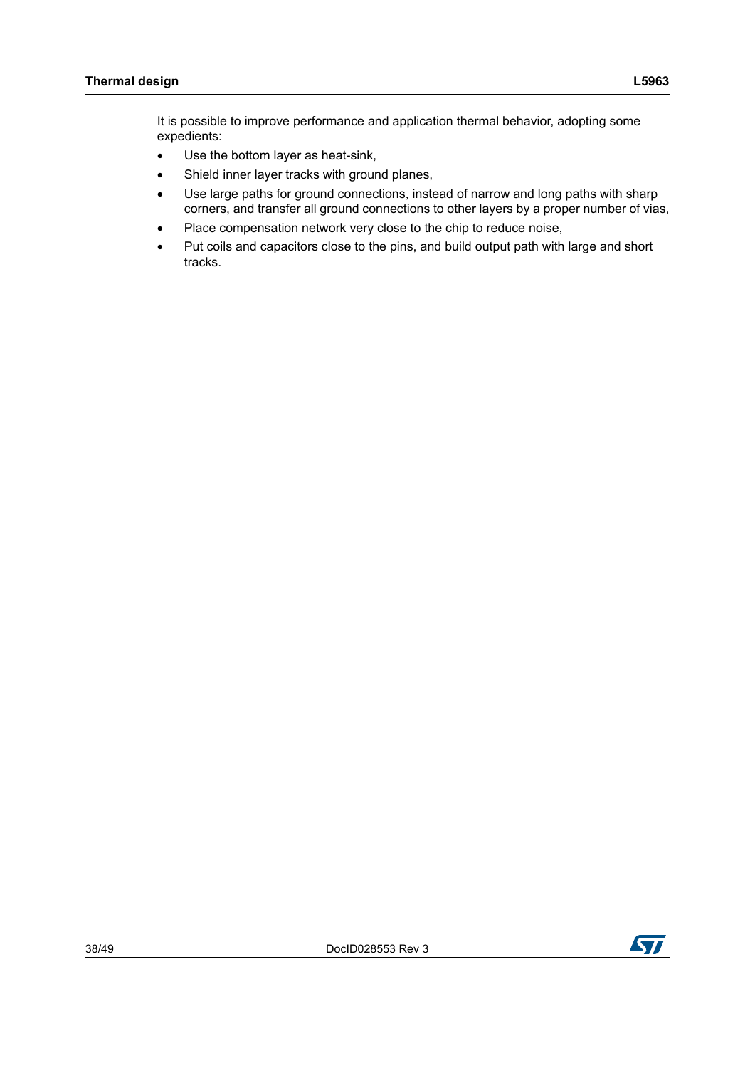It is possible to improve performance and application thermal behavior, adopting some expedients:

- Use the bottom layer as heat-sink,
- Shield inner layer tracks with ground planes,
- Use large paths for ground connections, instead of narrow and long paths with sharp corners, and transfer all ground connections to other layers by a proper number of vias,
- Place compensation network very close to the chip to reduce noise,
- Put coils and capacitors close to the pins, and build output path with large and short tracks.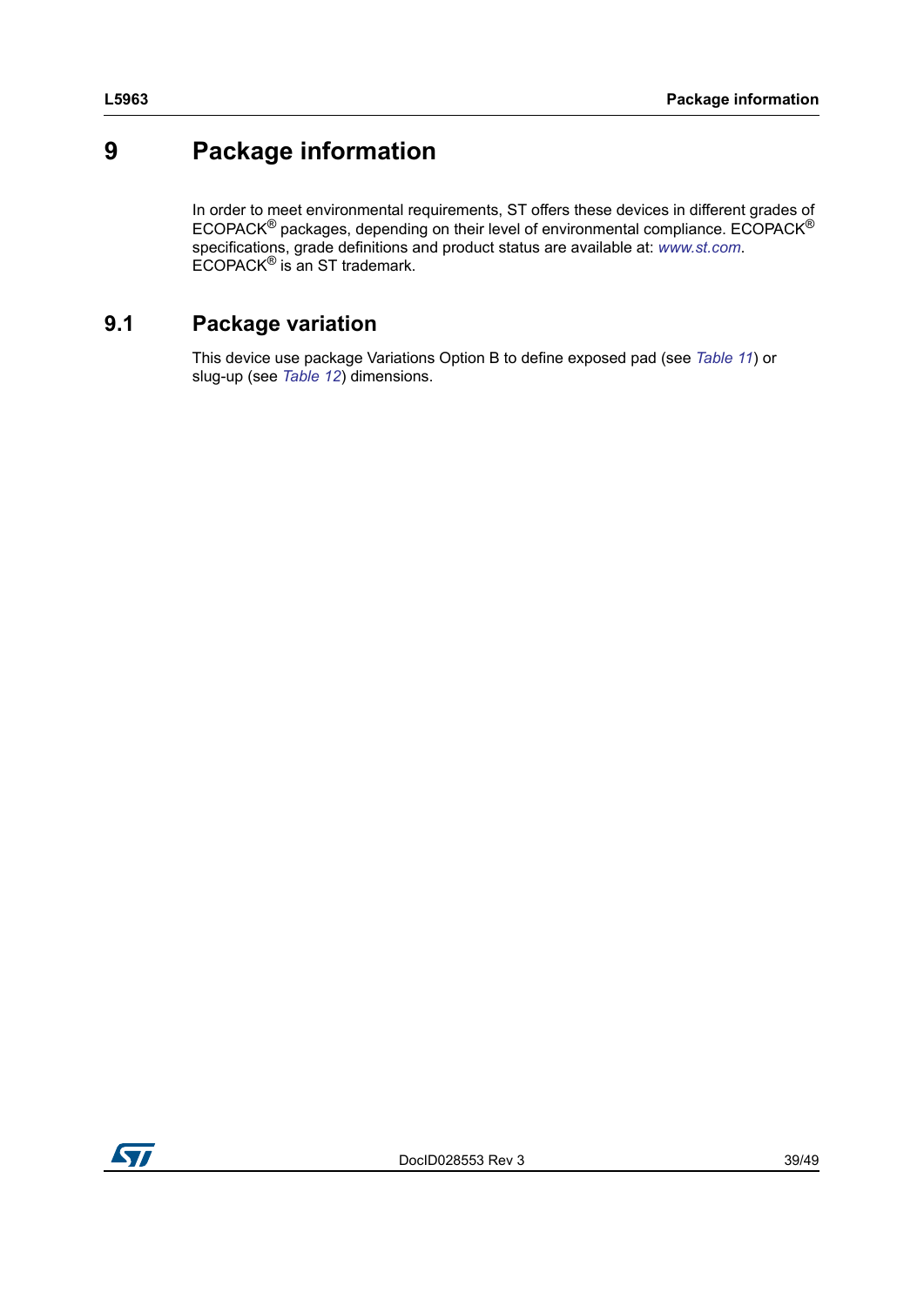# 9 Package information

In order to meet environmental requirements, ST offers these devices in different grades of ECOPACK® packages, depending on their level of environmental compliance. ECOPACK® specifications, grade definitions and product status are available at: *www.st.com*. ECOPACK® is an ST trademark.

## 9.1 Package variation

This device use package Variations Option B to define exposed pad (see *Table 11*) or slug-up (see *Table 12*) dimensions.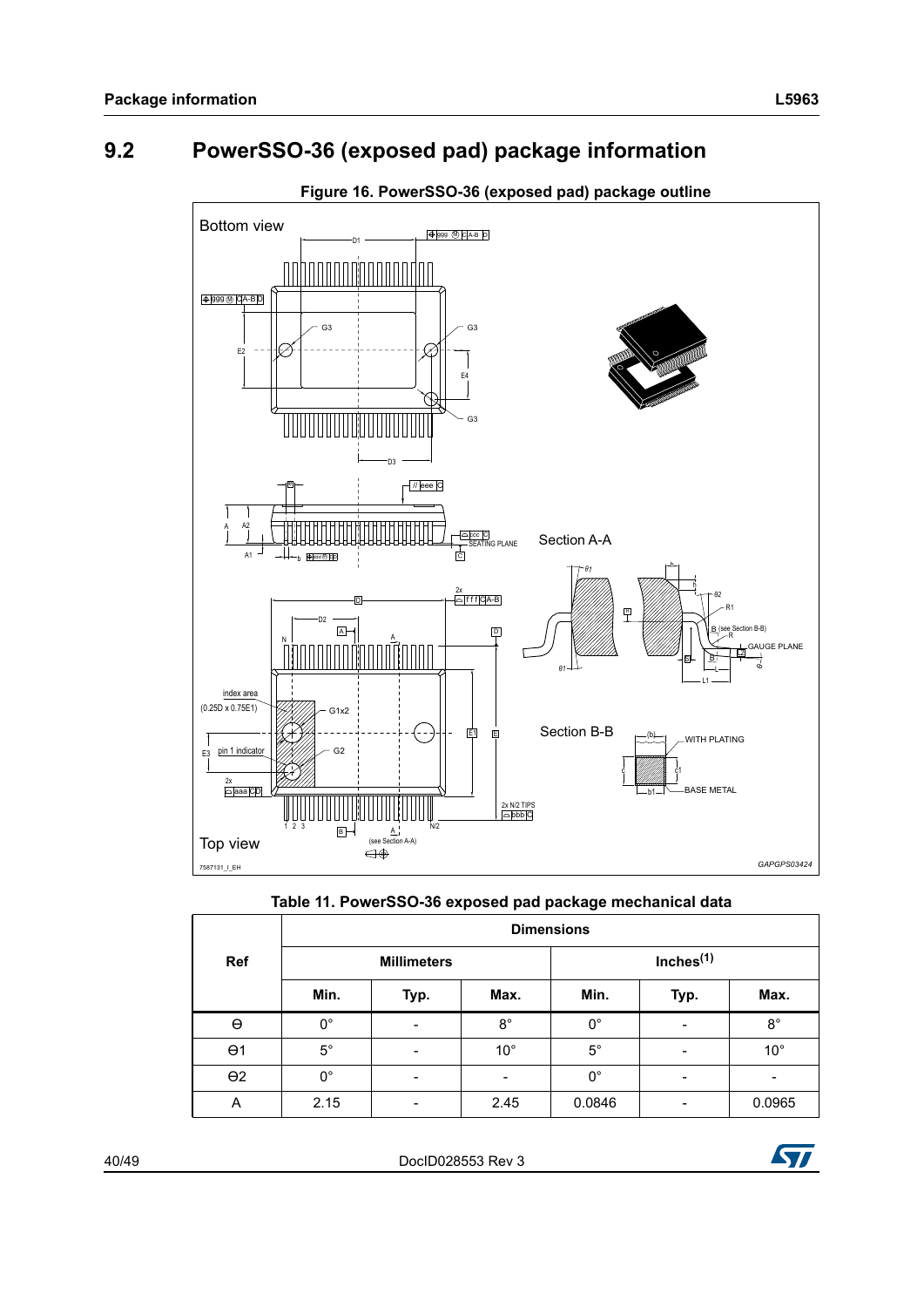## 9.2 PowerSSO-36 (exposed pad) package information

**Figure 16. PowerSSO-36 (exposed pad) package outline**

**Table 11. PowerSSO-36 exposed pad package mechanical data**

| Ref | Dimensions | | | | | |
|---|---|---|---|---|---|---|
| | Millimeters | | | Inches(1) | | |
| | Min. | Typ. | Max. | Min. | Typ. | Max. |
| Θ | 0° | - | 8° | 0° | - | 8° |
| Θ1 | 5° | - | 10° | 5° | - | 10° |
| Θ2 | 0° | - | - | 0° | - | - |
| A | 2.15 | - | 2.45 | 0.0846 | - | 0.0965 |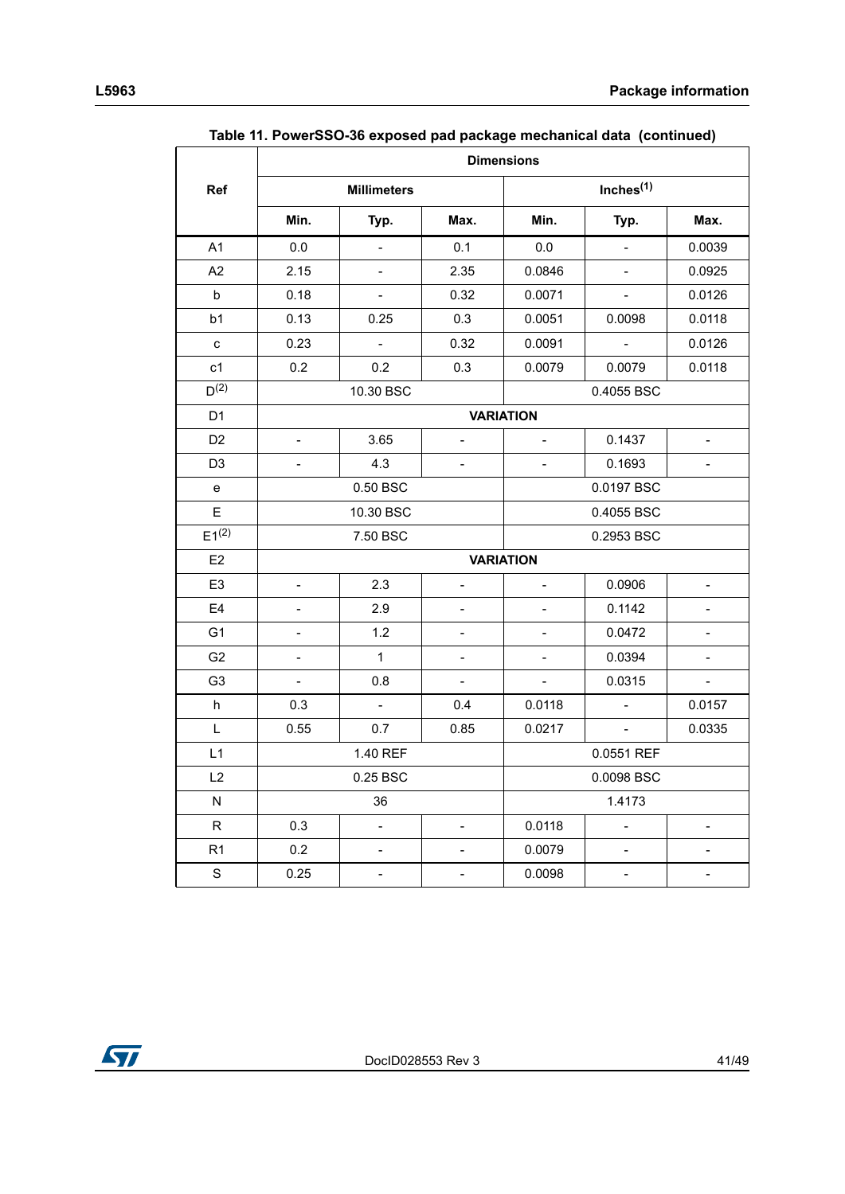Table 11. PowerSSO-36 exposed pad package mechanical data (continued)

| Ref | Dimensions | | | | | |
|---|---|---|---|---|---|---|
| | Millimeters | | | Inches[(1)] | | |
| | Min. | Typ. | Max. | Min. | Typ. | Max. |
| A1 | 0.0 | - | 0.1 | 0.0 | - | 0.0039 |
| A2 | 2.15 | - | 2.35 | 0.0846 | - | 0.0925 |
| b | 0.18 | - | 0.32 | 0.0071 | - | 0.0126 |
| b1 | 0.13 | 0.25 | 0.3 | 0.0051 | 0.0098 | 0.0118 |
| c | 0.23 | - | 0.32 | 0.0091 | - | 0.0126 |
| c1 | 0.2 | 0.2 | 0.3 | 0.0079 | 0.0079 | 0.0118 |
| D[(2)] | 10.30 BSC | | | 0.4055 BSC | | |
| D1 | VARIATION | | | | | |
| D2 | - | 3.65 | - | - | 0.1437 | - |
| D3 | - | 4.3 | - | - | 0.1693 | - |
| e | 0.50 BSC | | | 0.0197 BSC | | |
| E | 10.30 BSC | | | 0.4055 BSC | | |
| E1[(2)] | 7.50 BSC | | | 0.2953 BSC | | |
| E2 | VARIATION | | | | | |
| E3 | - | 2.3 | - | - | 0.0906 | - |
| E4 | - | 2.9 | - | - | 0.1142 | - |
| G1 | - | 1.2 | - | - | 0.0472 | - |
| G2 | - | 1 | - | - | 0.0394 | - |
| G3 | - | 0.8 | - | - | 0.0315 | - |
| h | 0.3 | - | 0.4 | 0.0118 | - | 0.0157 |
| L | 0.55 | 0.7 | 0.85 | 0.0217 | - | 0.0335 |
| L1 | 1.40 REF | | | 0.0551 REF | | |
| L2 | 0.25 BSC | | | 0.0098 BSC | | |
| N | 36 | | | 1.4173 | | |
| R | 0.3 | - | - | 0.0118 | - | - |
| R1 | 0.2 | - | - | 0.0079 | - | - |
| S | 0.25 | - | - | 0.0098 | - | - |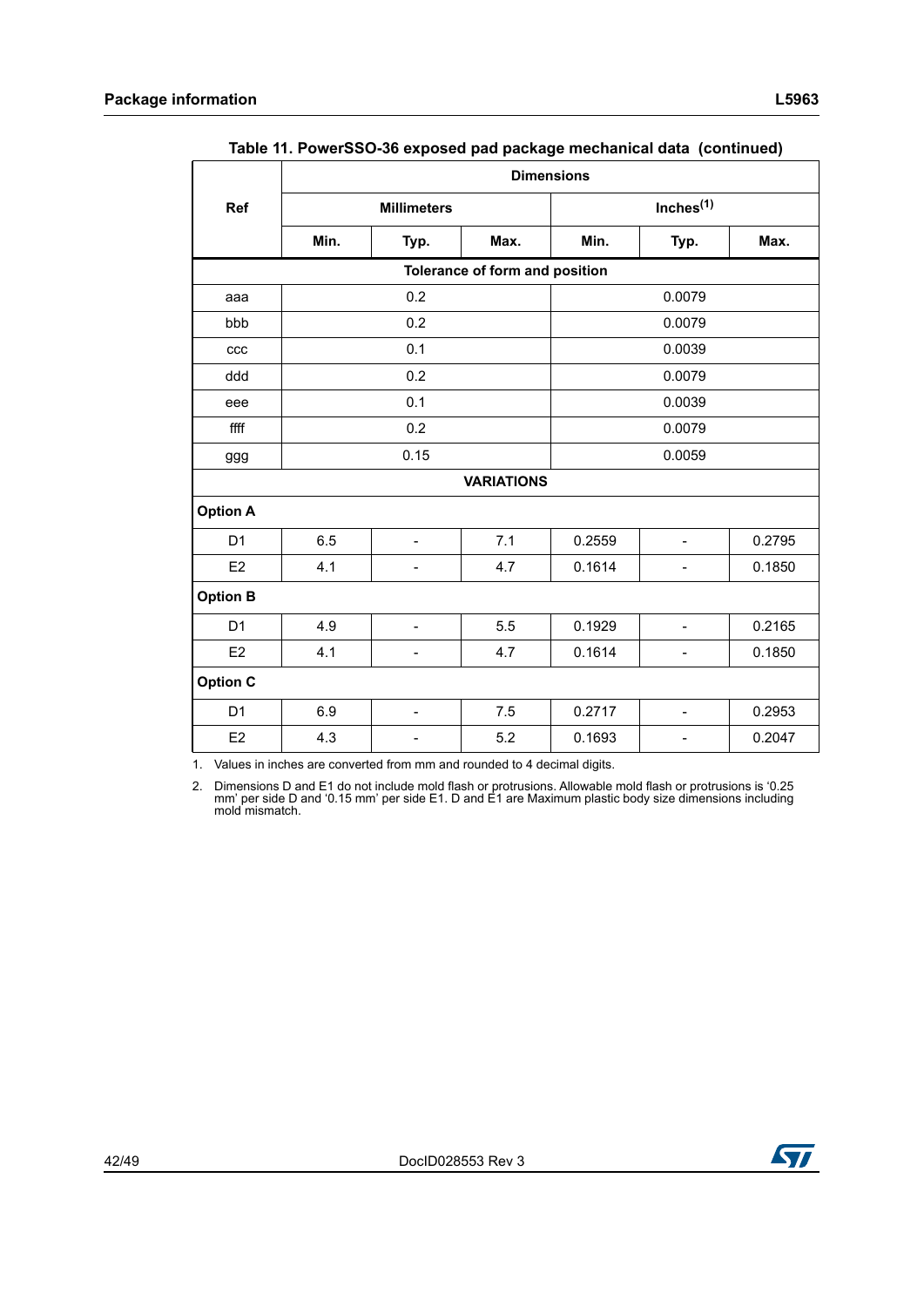Table 11. PowerSSO-36 exposed pad package mechanical data (continued)

| Ref | Dimensions | | | | | |
|---|---|---|---|---|---|---|
| | Millimeters | | | Inches[(1)] | | |
| | Min. | Typ. | Max. | Min. | Typ. | Max. |
| **Tolerance of form and position** | | | | | | |
| aaa | | 0.2 | | | 0.0079 | |
| bbb | | 0.2 | | | 0.0079 | |
| ccc | | 0.1 | | | 0.0039 | |
| ddd | | 0.2 | | | 0.0079 | |
| eee | | 0.1 | | | 0.0039 | |
| ffff | | 0.2 | | | 0.0079 | |
| ggg | | 0.15 | | | 0.0059 | |
| **VARIATIONS** | | | | | | |
| **Option A** | | | | | | |
| D1 | 6.5 | - | 7.1 | 0.2559 | - | 0.2795 |
| E2 | 4.1 | - | 4.7 | 0.1614 | - | 0.1850 |
| **Option B** | | | | | | |
| D1 | 4.9 | - | 5.5 | 0.1929 | - | 0.2165 |
| E2 | 4.1 | - | 4.7 | 0.1614 | - | 0.1850 |
| **Option C** | | | | | | |
| D1 | 6.9 | - | 7.5 | 0.2717 | - | 0.2953 |
| E2 | 4.3 | - | 5.2 | 0.1693 | - | 0.2047 |

1. Values in inches are converted from mm and rounded to 4 decimal digits.

2. Dimensions D and E1 do not include mold flash or protrusions. Allowable mold flash or protrusions is '0.25 mm' per side D and '0.15 mm' per side E1. D and E1 are Maximum plastic body size dimensions including mold mismatch.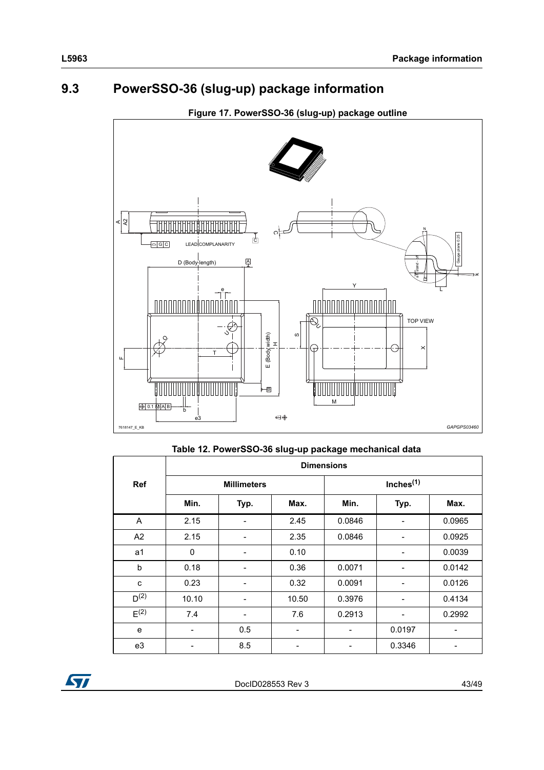## 9.3 PowerSSO-36 (slug-up) package information

**Figure 17. PowerSSO-36 (slug-up) package outline**

**Table 12. PowerSSO-36 slug-up package mechanical data**

| Ref | Dimensions | | | | | |
|---|---|---|---|---|---|---|
| | Millimeters | | | Inches(1) | | |
| | Min. | Typ. | Max. | Min. | Typ. | Max. |
| A | 2.15 | - | 2.45 | 0.0846 | - | 0.0965 |
| A2 | 2.15 | - | 2.35 | 0.0846 | - | 0.0925 |
| a1 | 0 | - | 0.10 | | - | 0.0039 |
| b | 0.18 | - | 0.36 | 0.0071 | - | 0.0142 |
| c | 0.23 | - | 0.32 | 0.0091 | - | 0.0126 |
| D(2) | 10.10 | - | 10.50 | 0.3976 | - | 0.4134 |
| E(2) | 7.4 | - | 7.6 | 0.2913 | - | 0.2992 |
| e | - | 0.5 | - | - | 0.0197 | - |
| e3 | - | 8.5 | - | - | 0.3346 | - |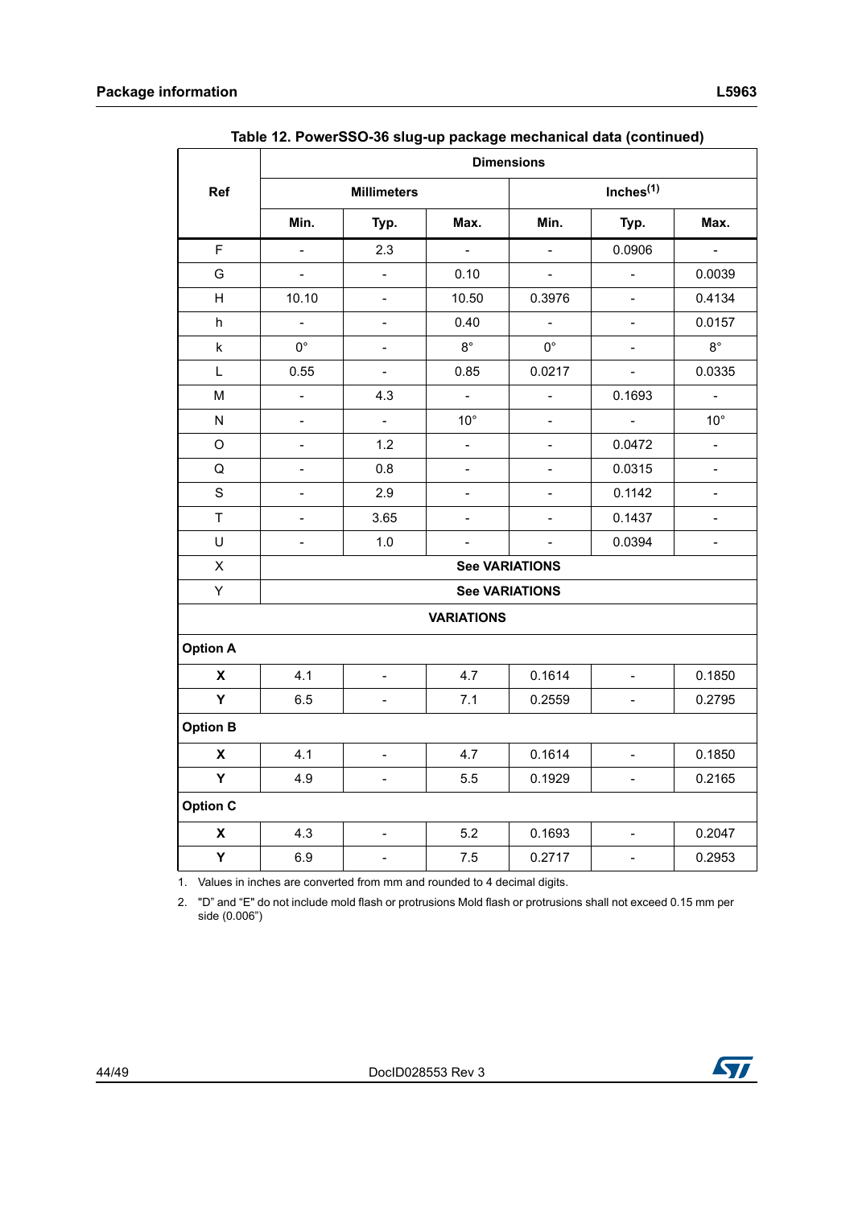Table 12. PowerSSO-36 slug-up package mechanical data (continued)

| Ref | Dimensions | | | | | |
|---|---|---|---|---|---|---|
| | Millimeters | | | Inches[(1)] | | |
| | Min. | Typ. | Max. | Min. | Typ. | Max. |
| F | - | 2.3 | - | - | 0.0906 | - |
| G | - | - | 0.10 | - | - | 0.0039 |
| H | 10.10 | - | 10.50 | 0.3976 | - | 0.4134 |
| h | - | - | 0.40 | - | - | 0.0157 |
| k | 0° | - | 8° | 0° | - | 8° |
| L | 0.55 | - | 0.85 | 0.0217 | - | 0.0335 |
| M | - | 4.3 | - | - | 0.1693 | - |
| N | - | - | 10° | - | - | 10° |
| O | - | 1.2 | - | - | 0.0472 | - |
| Q | - | 0.8 | - | - | 0.0315 | - |
| S | - | 2.9 | - | - | 0.1142 | - |
| T | - | 3.65 | - | - | 0.1437 | - |
| U | - | 1.0 | - | - | 0.0394 | - |
| X | **See VARIATIONS** | | | | | |
| Y | **See VARIATIONS** | | | | | |
| **VARIATIONS** | | | | | | |
| **Option A** | | | | | | |
| **X** | 4.1 | - | 4.7 | 0.1614 | - | 0.1850 |
| **Y** | 6.5 | - | 7.1 | 0.2559 | - | 0.2795 |
| **Option B** | | | | | | |
| **X** | 4.1 | - | 4.7 | 0.1614 | - | 0.1850 |
| **Y** | 4.9 | - | 5.5 | 0.1929 | - | 0.2165 |
| **Option C** | | | | | | |
| **X** | 4.3 | - | 5.2 | 0.1693 | - | 0.2047 |
| **Y** | 6.9 | - | 7.5 | 0.2717 | - | 0.2953 |

1. Values in inches are converted from mm and rounded to 4 decimal digits.
2. "D" and "E" do not include mold flash or protrusions Mold flash or protrusions shall not exceed 0.15 mm per side (0.006")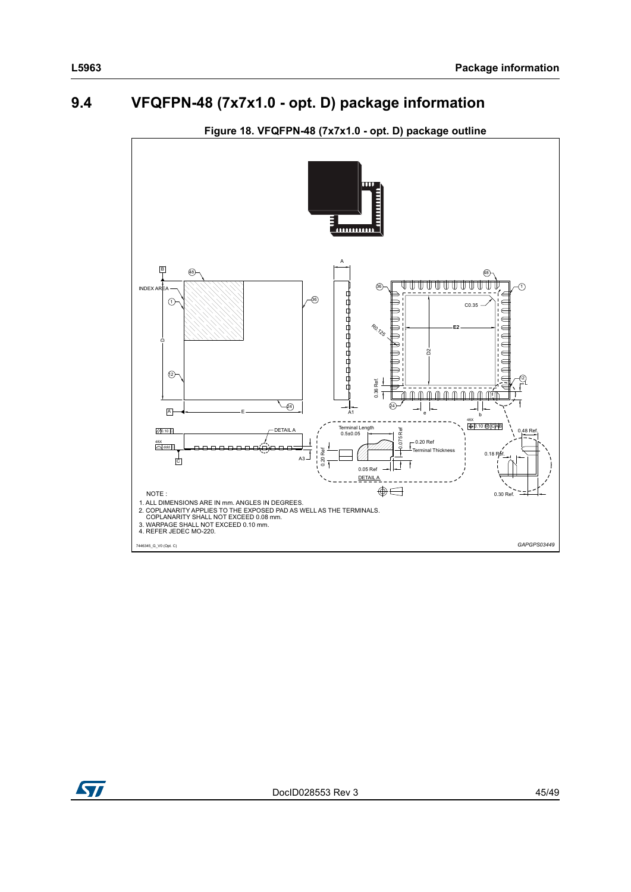## 9.4 VFQFPN-48 (7x7x1.0 - opt. D) package information

**Figure 18. VFQFPN-48 (7x7x1.0 - opt. D) package outline**

NOTE :

1. ALL DIMENSIONS ARE IN mm. ANGLES IN DEGREES.
2. COPLANARITY APPLIES TO THE EXPOSED PAD AS WELL AS THE TERMINALS. COPLANARITY SHALL NOT EXCEED 0.08 mm.
3. WARPAGE SHALL NOT EXCEED 0.10 mm.
4. REFER JEDEC MO-220.

7446345_G_V0 (Opt. C)

GAPGPS03449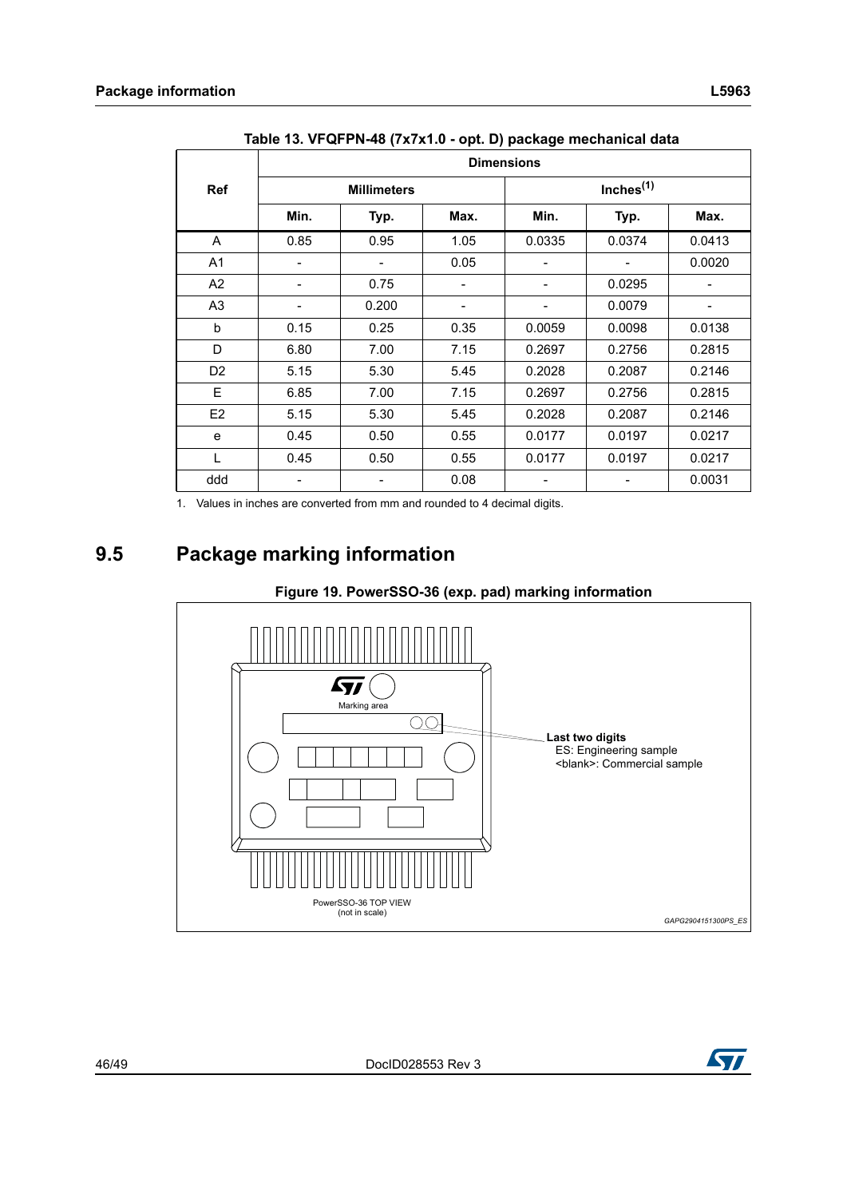**Table 13. VFQFPN-48 (7x7x1.0 - opt. D) package mechanical data**

| Ref | Dimensions | | | | | |
|---|---|---|---|---|---|---|
| | Millimeters | | | Inches[(1)] | | |
| | Min. | Typ. | Max. | Min. | Typ. | Max. |
| A | 0.85 | 0.95 | 1.05 | 0.0335 | 0.0374 | 0.0413 |
| A1 | - | - | 0.05 | - | - | 0.0020 |
| A2 | - | 0.75 | - | - | 0.0295 | - |
| A3 | - | 0.200 | - | - | 0.0079 | - |
| b | 0.15 | 0.25 | 0.35 | 0.0059 | 0.0098 | 0.0138 |
| D | 6.80 | 7.00 | 7.15 | 0.2697 | 0.2756 | 0.2815 |
| D2 | 5.15 | 5.30 | 5.45 | 0.2028 | 0.2087 | 0.2146 |
| E | 6.85 | 7.00 | 7.15 | 0.2697 | 0.2756 | 0.2815 |
| E2 | 5.15 | 5.30 | 5.45 | 0.2028 | 0.2087 | 0.2146 |
| e | 0.45 | 0.50 | 0.55 | 0.0177 | 0.0197 | 0.0217 |
| L | 0.45 | 0.50 | 0.55 | 0.0177 | 0.0197 | 0.0217 |
| ddd | - | - | 0.08 | - | - | 0.0031 |

1. Values in inches are converted from mm and rounded to 4 decimal digits.

## 9.5 Package marking information

**Figure 19. PowerSSO-36 (exp. pad) marking information**

Marking area

**Last two digits**
ES: Engineering sample
<blank>: Commercial sample

PowerSSO-36 TOP VIEW
(not in scale)

*GAPG2904151300PS_ES*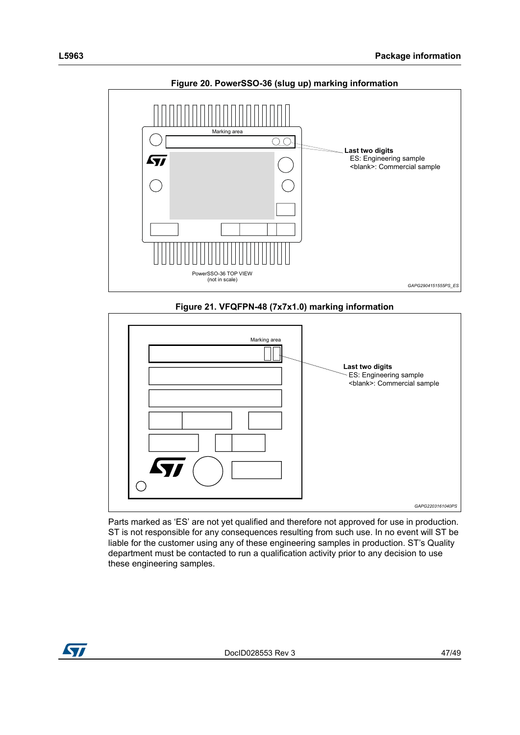**Figure 20. PowerSSO-36 (slug up) marking information**

Marking area

Last two digits
ES: Engineering sample
<blank>: Commercial sample

PowerSSO-36 TOP VIEW
(not in scale)

GAPG2904151555PS_ES

**Figure 21. VFQFPN-48 (7x7x1.0) marking information**

Marking area

Last two digits
ES: Engineering sample
<blank>: Commercial sample

GAPG2203161040PS

Parts marked as 'ES' are not yet qualified and therefore not approved for use in production. ST is not responsible for any consequences resulting from such use. In no event will ST be liable for the customer using any of these engineering samples in production. ST's Quality department must be contacted to run a qualification activity prior to any decision to use these engineering samples.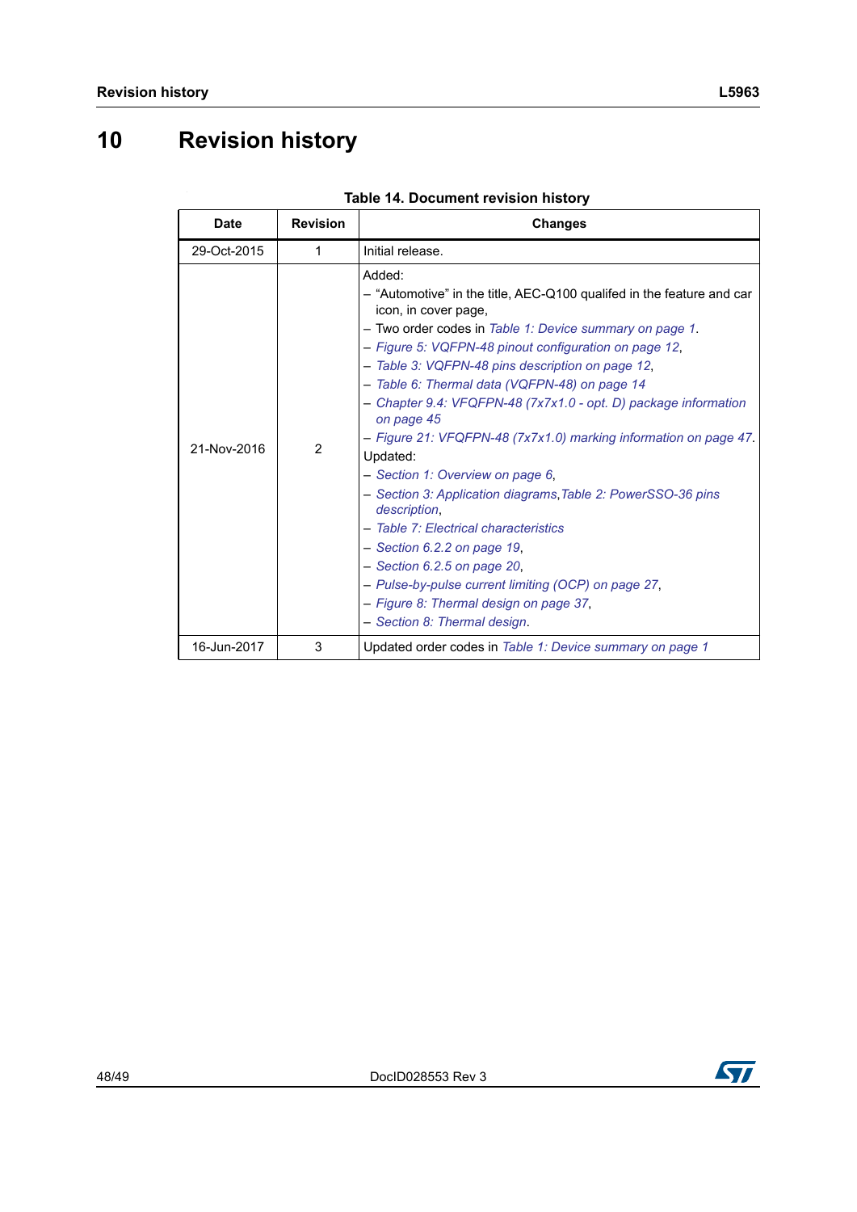# 10 Revision history

Table 14. Document revision history

| Date | Revision | Changes |
|---|---|---|
| 29-Oct-2015 | 1 | Initial release. |
| 21-Nov-2016 | 2 | Added:<br>– "Automotive" in the title, AEC-Q100 qualifed in the feature and car icon, in cover page,<br>– Two order codes in *Table 1: Device summary on page 1*.<br>– *Figure 5: VQFPN-48 pinout configuration on page 12*,<br>– *Table 3: VQFPN-48 pins description on page 12*,<br>– *Table 6: Thermal data (VQFPN-48) on page 14*<br>– *Chapter 9.4: VFQFPN-48 (7x7x1.0 - opt. D) package information on page 45*<br>– *Figure 21: VFQFPN-48 (7x7x1.0) marking information on page 47*.<br>Updated:<br>– *Section 1: Overview on page 6*,<br>– *Section 3: Application diagrams*, *Table 2: PowerSSO-36 pins description*,<br>– *Table 7: Electrical characteristics*<br>– *Section 6.2.2 on page 19*,<br>– *Section 6.2.5 on page 20*,<br>– *Pulse-by-pulse current limiting (OCP) on page 27*,<br>– *Figure 8: Thermal design on page 37*,<br>– *Section 8: Thermal design*. |
| 16-Jun-2017 | 3 | Updated order codes in *Table 1: Device summary on page 1* |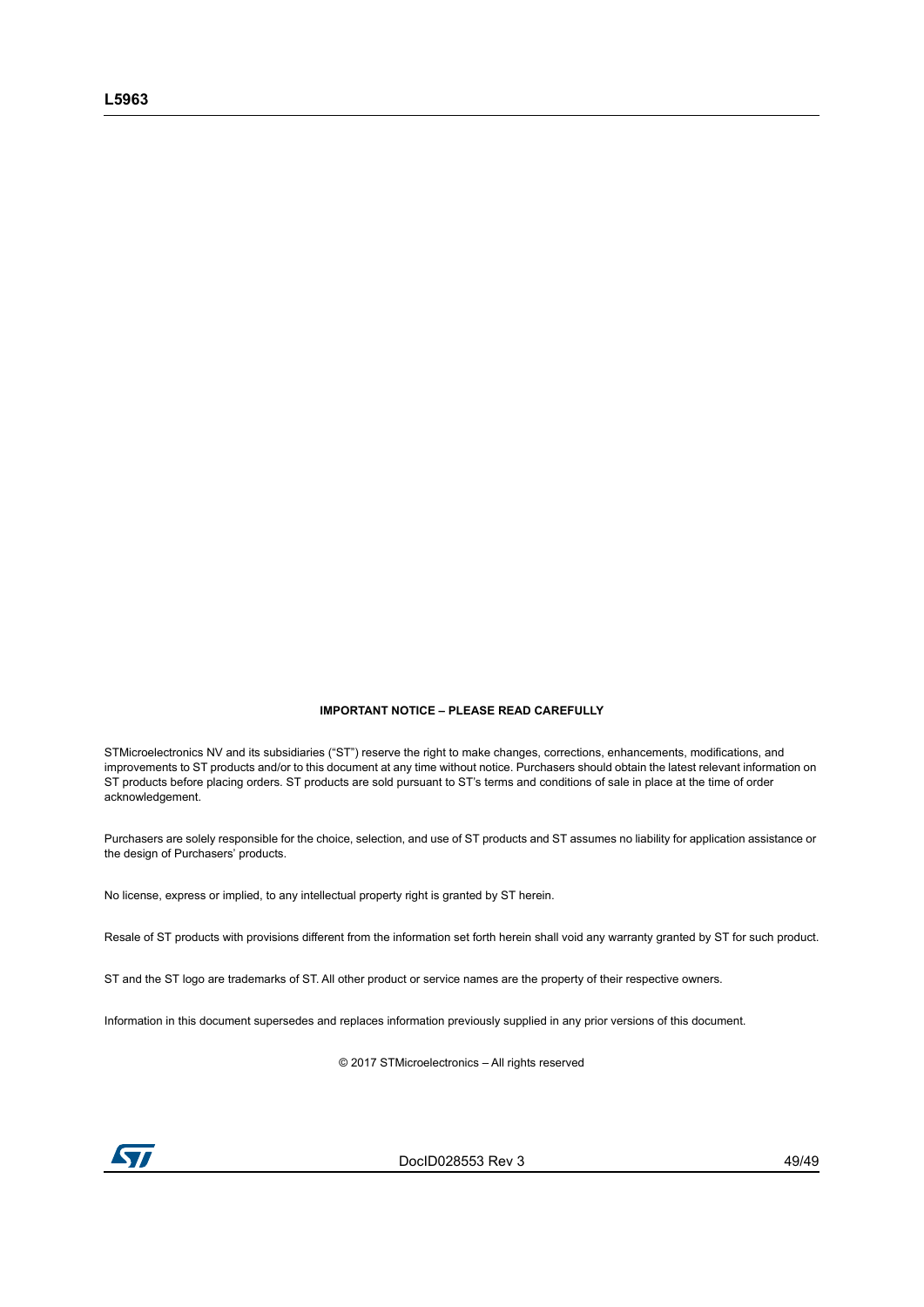**IMPORTANT NOTICE – PLEASE READ CAREFULLY**

STMicroelectronics NV and its subsidiaries ("ST") reserve the right to make changes, corrections, enhancements, modifications, and improvements to ST products and/or to this document at any time without notice. Purchasers should obtain the latest relevant information on ST products before placing orders. ST products are sold pursuant to ST's terms and conditions of sale in place at the time of order acknowledgement.

Purchasers are solely responsible for the choice, selection, and use of ST products and ST assumes no liability for application assistance or the design of Purchasers' products.

No license, express or implied, to any intellectual property right is granted by ST herein.

Resale of ST products with provisions different from the information set forth herein shall void any warranty granted by ST for such product.

ST and the ST logo are trademarks of ST. All other product or service names are the property of their respective owners.

Information in this document supersedes and replaces information previously supplied in any prior versions of this document.

© 2017 STMicroelectronics – All rights reserved